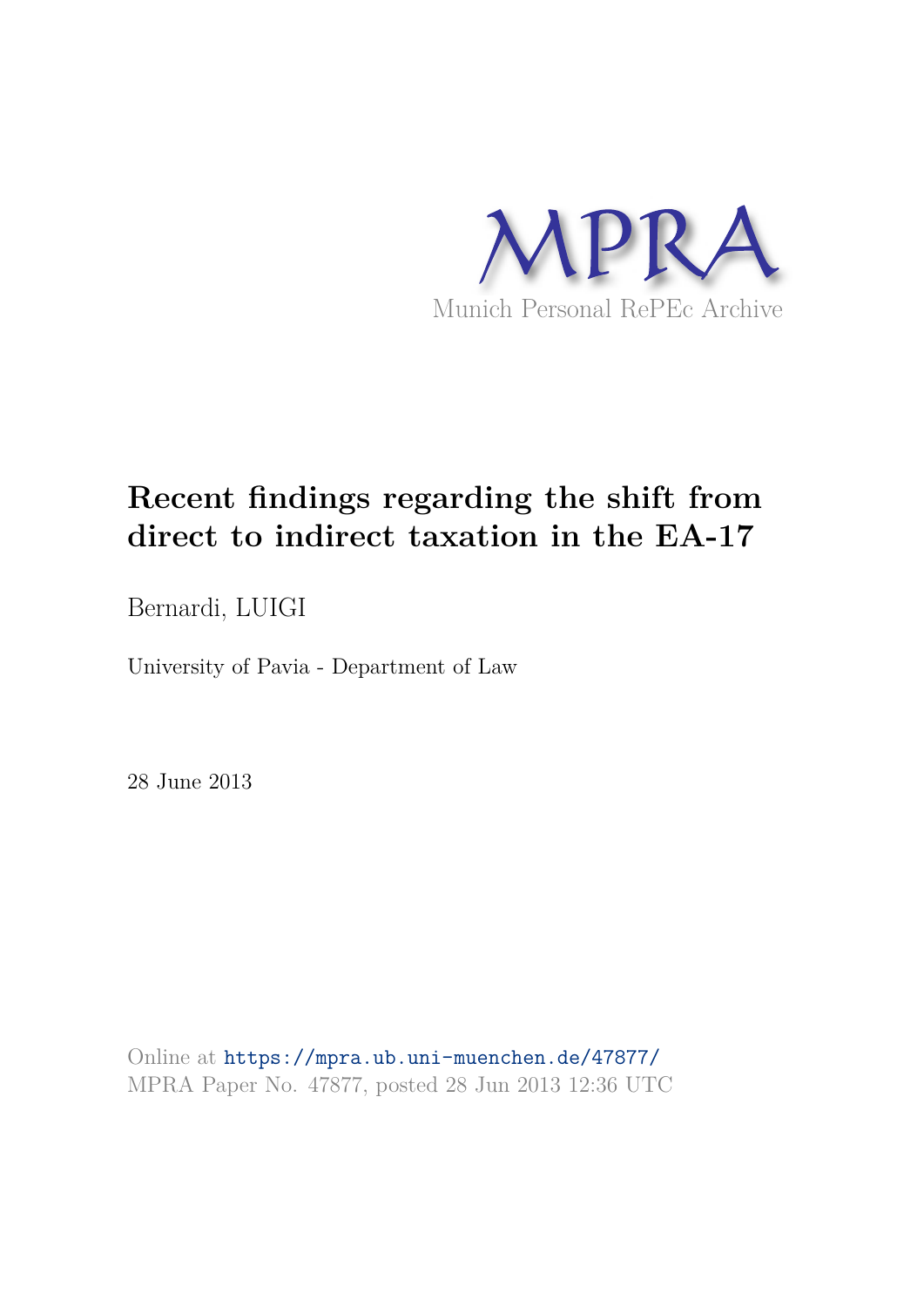MPRA

Munich Personal RePEc Archive

# Recent findings regarding the shift from direct to indirect taxation in the EA-17

Bernardi, LUIGI

University of Pavia - Department of Law

28 June 2013

Online at https://mpra.ub.uni-muenchen.de/47877/
MPRA Paper No. 47877, posted 28 Jun 2013 12:36 UTC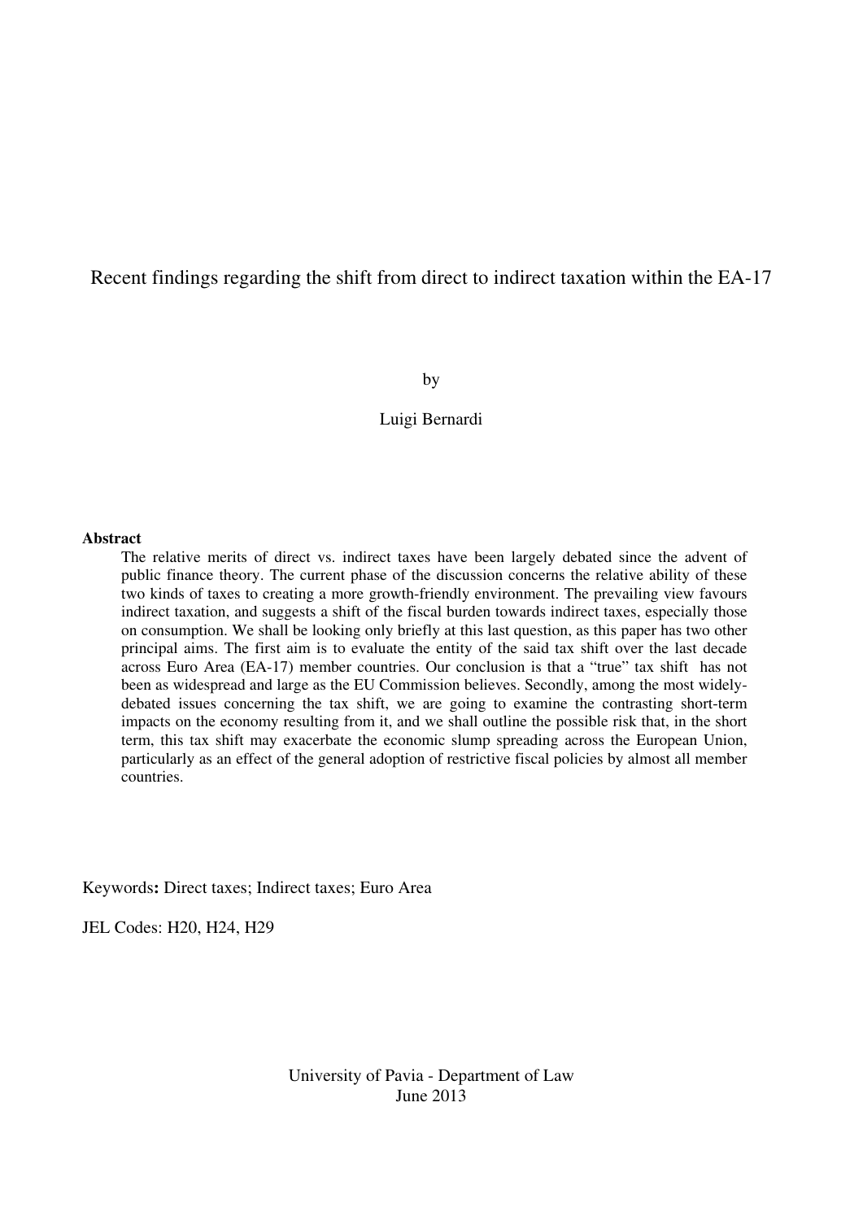# Recent findings regarding the shift from direct to indirect taxation within the EA-17

by

Luigi Bernardi

**Abstract**

The relative merits of direct vs. indirect taxes have been largely debated since the advent of public finance theory. The current phase of the discussion concerns the relative ability of these two kinds of taxes to creating a more growth-friendly environment. The prevailing view favours indirect taxation, and suggests a shift of the fiscal burden towards indirect taxes, especially those on consumption. We shall be looking only briefly at this last question, as this paper has two other principal aims. The first aim is to evaluate the entity of the said tax shift over the last decade across Euro Area (EA-17) member countries. Our conclusion is that a "true" tax shift has not been as widespread and large as the EU Commission believes. Secondly, among the most widely-debated issues concerning the tax shift, we are going to examine the contrasting short-term impacts on the economy resulting from it, and we shall outline the possible risk that, in the short term, this tax shift may exacerbate the economic slump spreading across the European Union, particularly as an effect of the general adoption of restrictive fiscal policies by almost all member countries.

Keywords**:** Direct taxes; Indirect taxes; Euro Area

JEL Codes: H20, H24, H29

University of Pavia - Department of Law
June 2013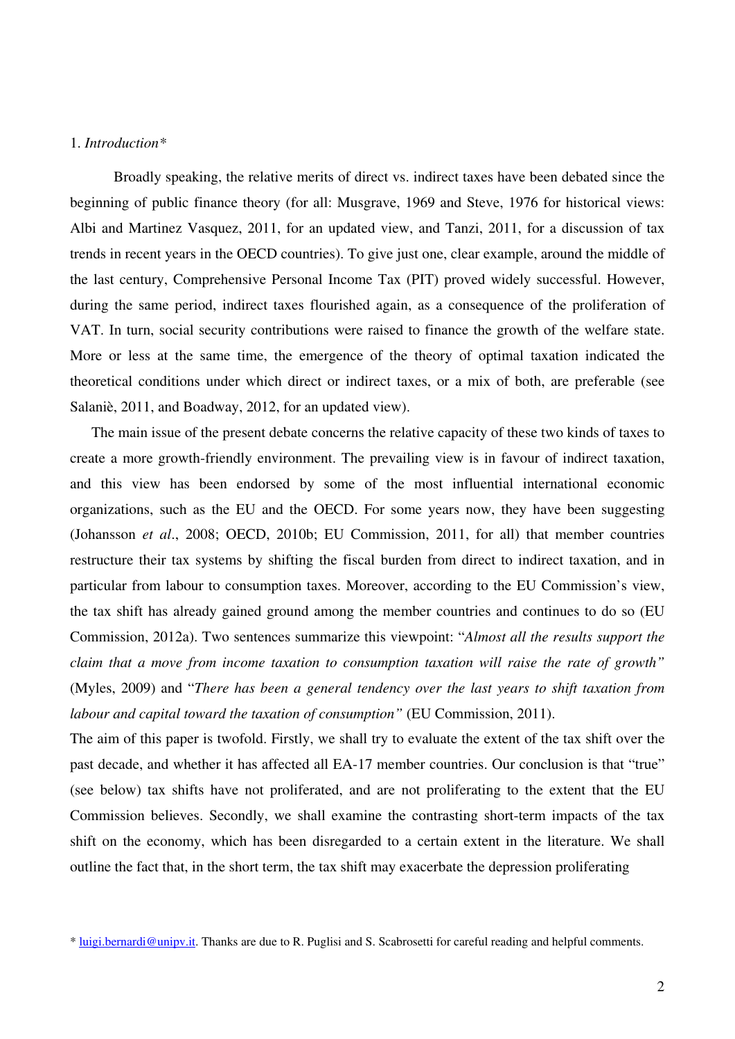1. *Introduction**

Broadly speaking, the relative merits of direct vs. indirect taxes have been debated since the beginning of public finance theory (for all: Musgrave, 1969 and Steve, 1976 for historical views: Albi and Martinez Vasquez, 2011, for an updated view, and Tanzi, 2011, for a discussion of tax trends in recent years in the OECD countries). To give just one, clear example, around the middle of the last century, Comprehensive Personal Income Tax (PIT) proved widely successful. However, during the same period, indirect taxes flourished again, as a consequence of the proliferation of VAT. In turn, social security contributions were raised to finance the growth of the welfare state. More or less at the same time, the emergence of the theory of optimal taxation indicated the theoretical conditions under which direct or indirect taxes, or a mix of both, are preferable (see Salaniè, 2011, and Boadway, 2012, for an updated view).

The main issue of the present debate concerns the relative capacity of these two kinds of taxes to create a more growth-friendly environment. The prevailing view is in favour of indirect taxation, and this view has been endorsed by some of the most influential international economic organizations, such as the EU and the OECD. For some years now, they have been suggesting (Johansson *et al*., 2008; OECD, 2010b; EU Commission, 2011, for all) that member countries restructure their tax systems by shifting the fiscal burden from direct to indirect taxation, and in particular from labour to consumption taxes. Moreover, according to the EU Commission's view, the tax shift has already gained ground among the member countries and continues to do so (EU Commission, 2012a). Two sentences summarize this viewpoint: "*Almost all the results support the claim that a move from income taxation to consumption taxation will raise the rate of growth"* (Myles, 2009) and "*There has been a general tendency over the last years to shift taxation from labour and capital toward the taxation of consumption"* (EU Commission, 2011).

The aim of this paper is twofold. Firstly, we shall try to evaluate the extent of the tax shift over the past decade, and whether it has affected all EA-17 member countries. Our conclusion is that "true" (see below) tax shifts have not proliferated, and are not proliferating to the extent that the EU Commission believes. Secondly, we shall examine the contrasting short-term impacts of the tax shift on the economy, which has been disregarded to a certain extent in the literature. We shall outline the fact that, in the short term, the tax shift may exacerbate the depression proliferating

* luigi.bernardi@unipv.it. Thanks are due to R. Puglisi and S. Scabrosetti for careful reading and helpful comments.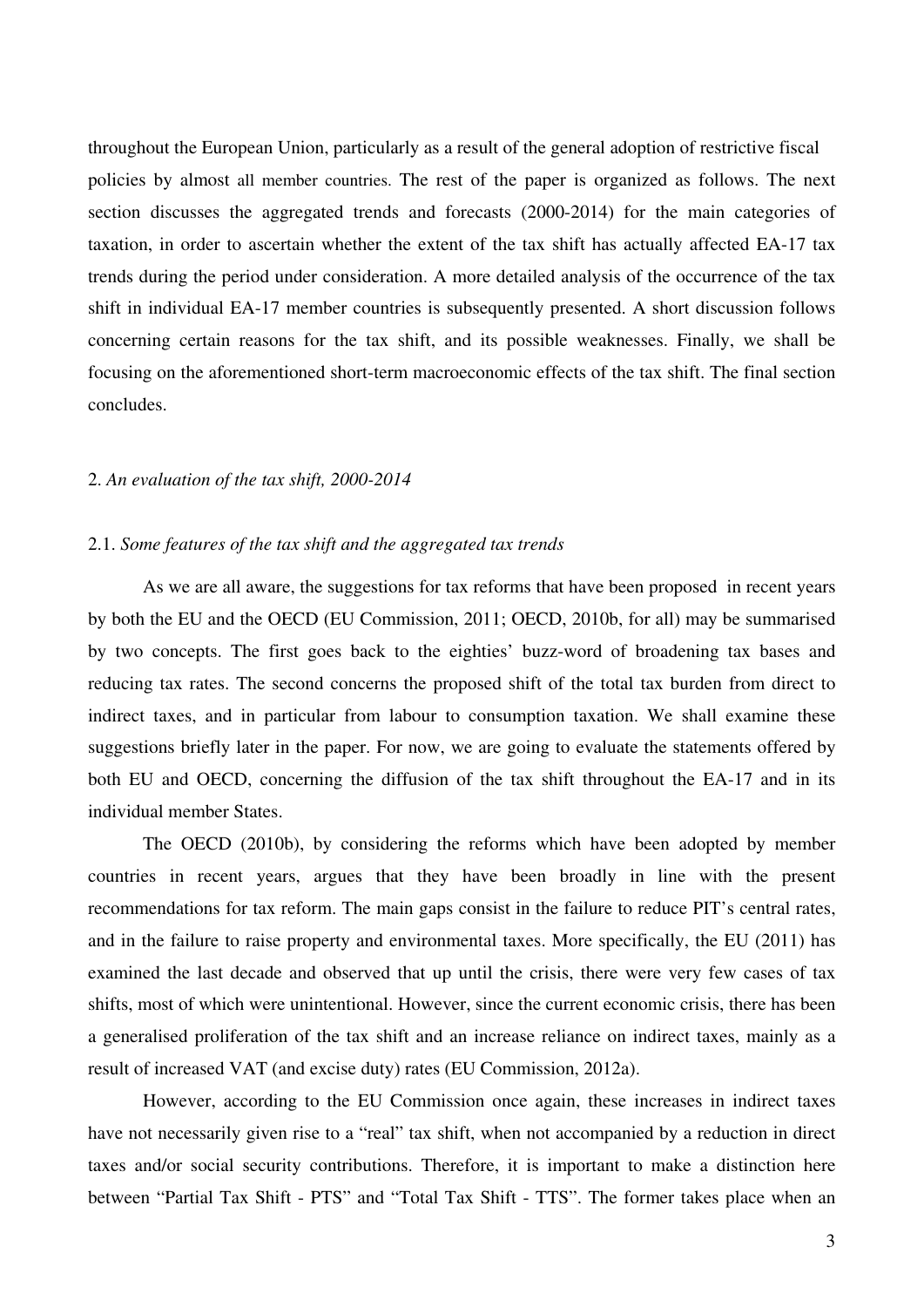throughout the European Union, particularly as a result of the general adoption of restrictive fiscal policies by almost all member countries. The rest of the paper is organized as follows. The next section discusses the aggregated trends and forecasts (2000-2014) for the main categories of taxation, in order to ascertain whether the extent of the tax shift has actually affected EA-17 tax trends during the period under consideration. A more detailed analysis of the occurrence of the tax shift in individual EA-17 member countries is subsequently presented. A short discussion follows concerning certain reasons for the tax shift, and its possible weaknesses. Finally, we shall be focusing on the aforementioned short-term macroeconomic effects of the tax shift. The final section concludes.

## 2. *An evaluation of the tax shift, 2000-2014*

### 2.1. *Some features of the tax shift and the aggregated tax trends*

As we are all aware, the suggestions for tax reforms that have been proposed in recent years by both the EU and the OECD (EU Commission, 2011; OECD, 2010b, for all) may be summarised by two concepts. The first goes back to the eighties' buzz-word of broadening tax bases and reducing tax rates. The second concerns the proposed shift of the total tax burden from direct to indirect taxes, and in particular from labour to consumption taxation. We shall examine these suggestions briefly later in the paper. For now, we are going to evaluate the statements offered by both EU and OECD, concerning the diffusion of the tax shift throughout the EA-17 and in its individual member States.

The OECD (2010b), by considering the reforms which have been adopted by member countries in recent years, argues that they have been broadly in line with the present recommendations for tax reform. The main gaps consist in the failure to reduce PIT's central rates, and in the failure to raise property and environmental taxes. More specifically, the EU (2011) has examined the last decade and observed that up until the crisis, there were very few cases of tax shifts, most of which were unintentional. However, since the current economic crisis, there has been a generalised proliferation of the tax shift and an increase reliance on indirect taxes, mainly as a result of increased VAT (and excise duty) rates (EU Commission, 2012a).

However, according to the EU Commission once again, these increases in indirect taxes have not necessarily given rise to a "real" tax shift, when not accompanied by a reduction in direct taxes and/or social security contributions. Therefore, it is important to make a distinction here between "Partial Tax Shift - PTS" and "Total Tax Shift - TTS". The former takes place when an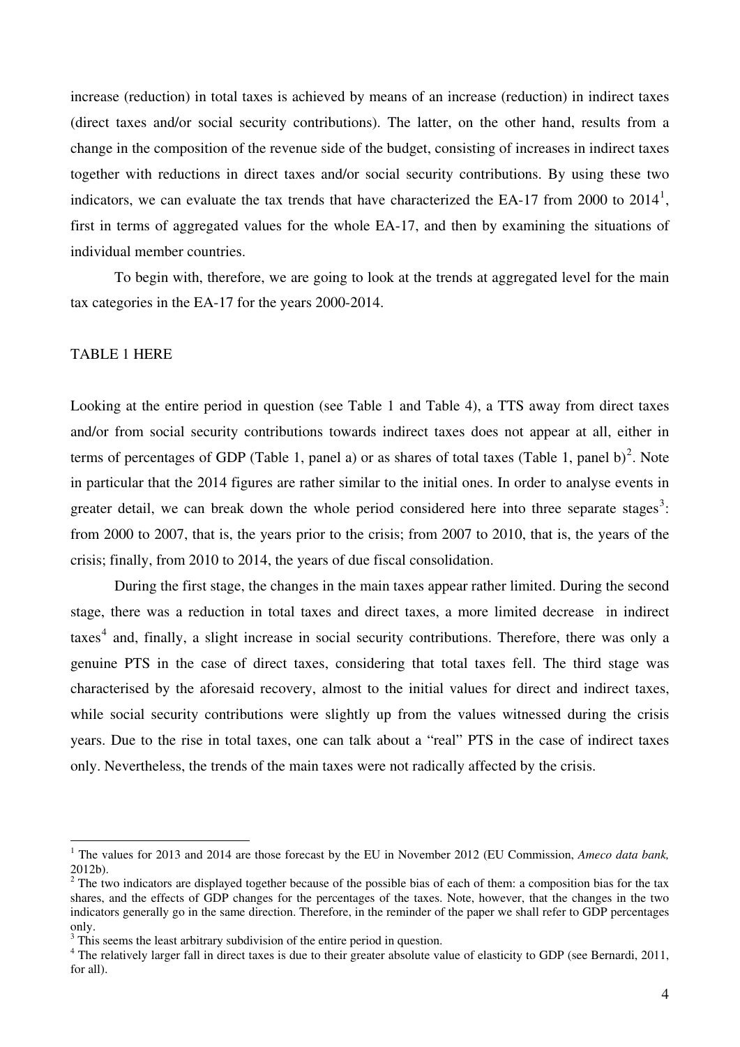increase (reduction) in total taxes is achieved by means of an increase (reduction) in indirect taxes (direct taxes and/or social security contributions). The latter, on the other hand, results from a change in the composition of the revenue side of the budget, consisting of increases in indirect taxes together with reductions in direct taxes and/or social security contributions. By using these two indicators, we can evaluate the tax trends that have characterized the EA-17 from 2000 to 2014[1], first in terms of aggregated values for the whole EA-17, and then by examining the situations of individual member countries.

To begin with, therefore, we are going to look at the trends at aggregated level for the main tax categories in the EA-17 for the years 2000-2014.

TABLE 1 HERE

Looking at the entire period in question (see Table 1 and Table 4), a TTS away from direct taxes and/or from social security contributions towards indirect taxes does not appear at all, either in terms of percentages of GDP (Table 1, panel a) or as shares of total taxes (Table 1, panel b)[2]. Note in particular that the 2014 figures are rather similar to the initial ones. In order to analyse events in greater detail, we can break down the whole period considered here into three separate stages[3]: from 2000 to 2007, that is, the years prior to the crisis; from 2007 to 2010, that is, the years of the crisis; finally, from 2010 to 2014, the years of due fiscal consolidation.

During the first stage, the changes in the main taxes appear rather limited. During the second stage, there was a reduction in total taxes and direct taxes, a more limited decrease in indirect taxes[4] and, finally, a slight increase in social security contributions. Therefore, there was only a genuine PTS in the case of direct taxes, considering that total taxes fell. The third stage was characterised by the aforesaid recovery, almost to the initial values for direct and indirect taxes, while social security contributions were slightly up from the values witnessed during the crisis years. Due to the rise in total taxes, one can talk about a "real" PTS in the case of indirect taxes only. Nevertheless, the trends of the main taxes were not radically affected by the crisis.

---

[1] The values for 2013 and 2014 are those forecast by the EU in November 2012 (EU Commission, *Ameco data bank,* 2012b).

[2] The two indicators are displayed together because of the possible bias of each of them: a composition bias for the tax shares, and the effects of GDP changes for the percentages of the taxes. Note, however, that the changes in the two indicators generally go in the same direction. Therefore, in the reminder of the paper we shall refer to GDP percentages only.

[3] This seems the least arbitrary subdivision of the entire period in question.

[4] The relatively larger fall in direct taxes is due to their greater absolute value of elasticity to GDP (see Bernardi, 2011, for all).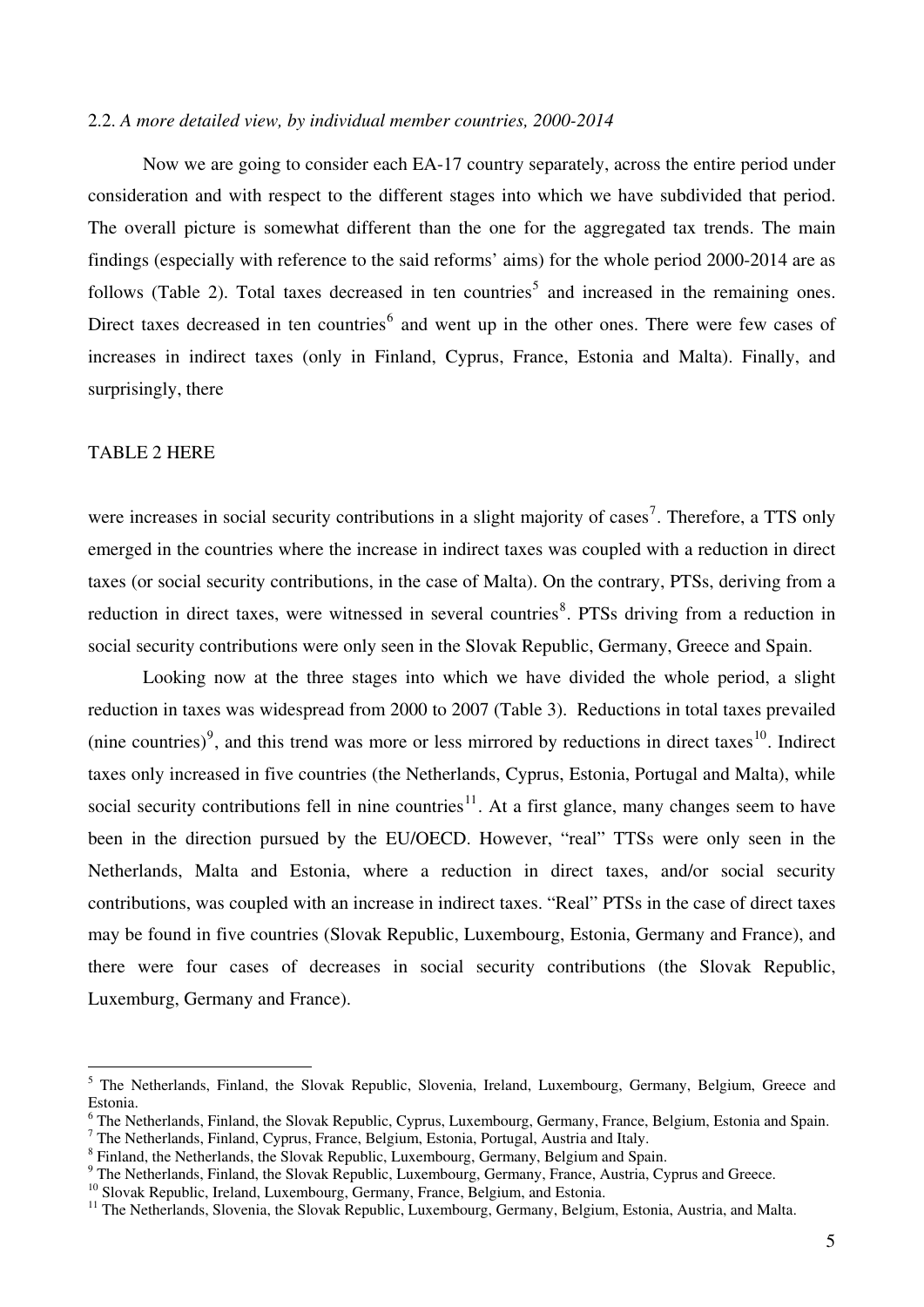### 2.2. *A more detailed view, by individual member countries, 2000-2014*

Now we are going to consider each EA-17 country separately, across the entire period under consideration and with respect to the different stages into which we have subdivided that period. The overall picture is somewhat different than the one for the aggregated tax trends. The main findings (especially with reference to the said reforms' aims) for the whole period 2000-2014 are as follows (Table 2). Total taxes decreased in ten countries[5] and increased in the remaining ones. Direct taxes decreased in ten countries[6] and went up in the other ones. There were few cases of increases in indirect taxes (only in Finland, Cyprus, France, Estonia and Malta). Finally, and surprisingly, there

TABLE 2 HERE

were increases in social security contributions in a slight majority of cases[7]. Therefore, a TTS only emerged in the countries where the increase in indirect taxes was coupled with a reduction in direct taxes (or social security contributions, in the case of Malta). On the contrary, PTSs, deriving from a reduction in direct taxes, were witnessed in several countries[8]. PTSs driving from a reduction in social security contributions were only seen in the Slovak Republic, Germany, Greece and Spain.

Looking now at the three stages into which we have divided the whole period, a slight reduction in taxes was widespread from 2000 to 2007 (Table 3). Reductions in total taxes prevailed (nine countries)[9], and this trend was more or less mirrored by reductions in direct taxes[10]. Indirect taxes only increased in five countries (the Netherlands, Cyprus, Estonia, Portugal and Malta), while social security contributions fell in nine countries[11]. At a first glance, many changes seem to have been in the direction pursued by the EU/OECD. However, "real" TTSs were only seen in the Netherlands, Malta and Estonia, where a reduction in direct taxes, and/or social security contributions, was coupled with an increase in indirect taxes. "Real" PTSs in the case of direct taxes may be found in five countries (Slovak Republic, Luxembourg, Estonia, Germany and France), and there were four cases of decreases in social security contributions (the Slovak Republic, Luxemburg, Germany and France).

---

[5] The Netherlands, Finland, the Slovak Republic, Slovenia, Ireland, Luxembourg, Germany, Belgium, Greece and Estonia.

[6] The Netherlands, Finland, the Slovak Republic, Cyprus, Luxembourg, Germany, France, Belgium, Estonia and Spain.

[7] The Netherlands, Finland, Cyprus, France, Belgium, Estonia, Portugal, Austria and Italy.

[8] Finland, the Netherlands, the Slovak Republic, Luxembourg, Germany, Belgium and Spain.

[9] The Netherlands, Finland, the Slovak Republic, Luxembourg, Germany, France, Austria, Cyprus and Greece.

[10] Slovak Republic, Ireland, Luxembourg, Germany, France, Belgium, and Estonia.

[11] The Netherlands, Slovenia, the Slovak Republic, Luxembourg, Germany, Belgium, Estonia, Austria, and Malta.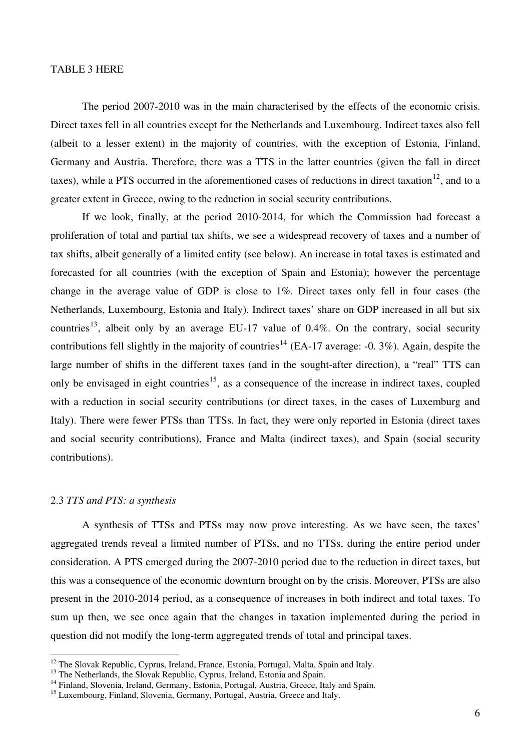TABLE 3 HERE

The period 2007-2010 was in the main characterised by the effects of the economic crisis. Direct taxes fell in all countries except for the Netherlands and Luxembourg. Indirect taxes also fell (albeit to a lesser extent) in the majority of countries, with the exception of Estonia, Finland, Germany and Austria. Therefore, there was a TTS in the latter countries (given the fall in direct taxes), while a PTS occurred in the aforementioned cases of reductions in direct taxation[12], and to a greater extent in Greece, owing to the reduction in social security contributions.

If we look, finally, at the period 2010-2014, for which the Commission had forecast a proliferation of total and partial tax shifts, we see a widespread recovery of taxes and a number of tax shifts, albeit generally of a limited entity (see below). An increase in total taxes is estimated and forecasted for all countries (with the exception of Spain and Estonia); however the percentage change in the average value of GDP is close to 1%. Direct taxes only fell in four cases (the Netherlands, Luxembourg, Estonia and Italy). Indirect taxes' share on GDP increased in all but six countries[13], albeit only by an average EU-17 value of 0.4%. On the contrary, social security contributions fell slightly in the majority of countries[14] (EA-17 average: -0. 3%). Again, despite the large number of shifts in the different taxes (and in the sought-after direction), a "real" TTS can only be envisaged in eight countries[15], as a consequence of the increase in indirect taxes, coupled with a reduction in social security contributions (or direct taxes, in the cases of Luxemburg and Italy). There were fewer PTSs than TTSs. In fact, they were only reported in Estonia (direct taxes and social security contributions), France and Malta (indirect taxes), and Spain (social security contributions).

## 2.3 *TTS and PTS: a synthesis*

A synthesis of TTSs and PTSs may now prove interesting. As we have seen, the taxes' aggregated trends reveal a limited number of PTSs, and no TTSs, during the entire period under consideration. A PTS emerged during the 2007-2010 period due to the reduction in direct taxes, but this was a consequence of the economic downturn brought on by the crisis. Moreover, PTSs are also present in the 2010-2014 period, as a consequence of increases in both indirect and total taxes. To sum up then, we see once again that the changes in taxation implemented during the period in question did not modify the long-term aggregated trends of total and principal taxes.

---

[12] The Slovak Republic, Cyprus, Ireland, France, Estonia, Portugal, Malta, Spain and Italy.

[13] The Netherlands, the Slovak Republic, Cyprus, Ireland, Estonia and Spain.

[14] Finland, Slovenia, Ireland, Germany, Estonia, Portugal, Austria, Greece, Italy and Spain.

[15] Luxembourg, Finland, Slovenia, Germany, Portugal, Austria, Greece and Italy.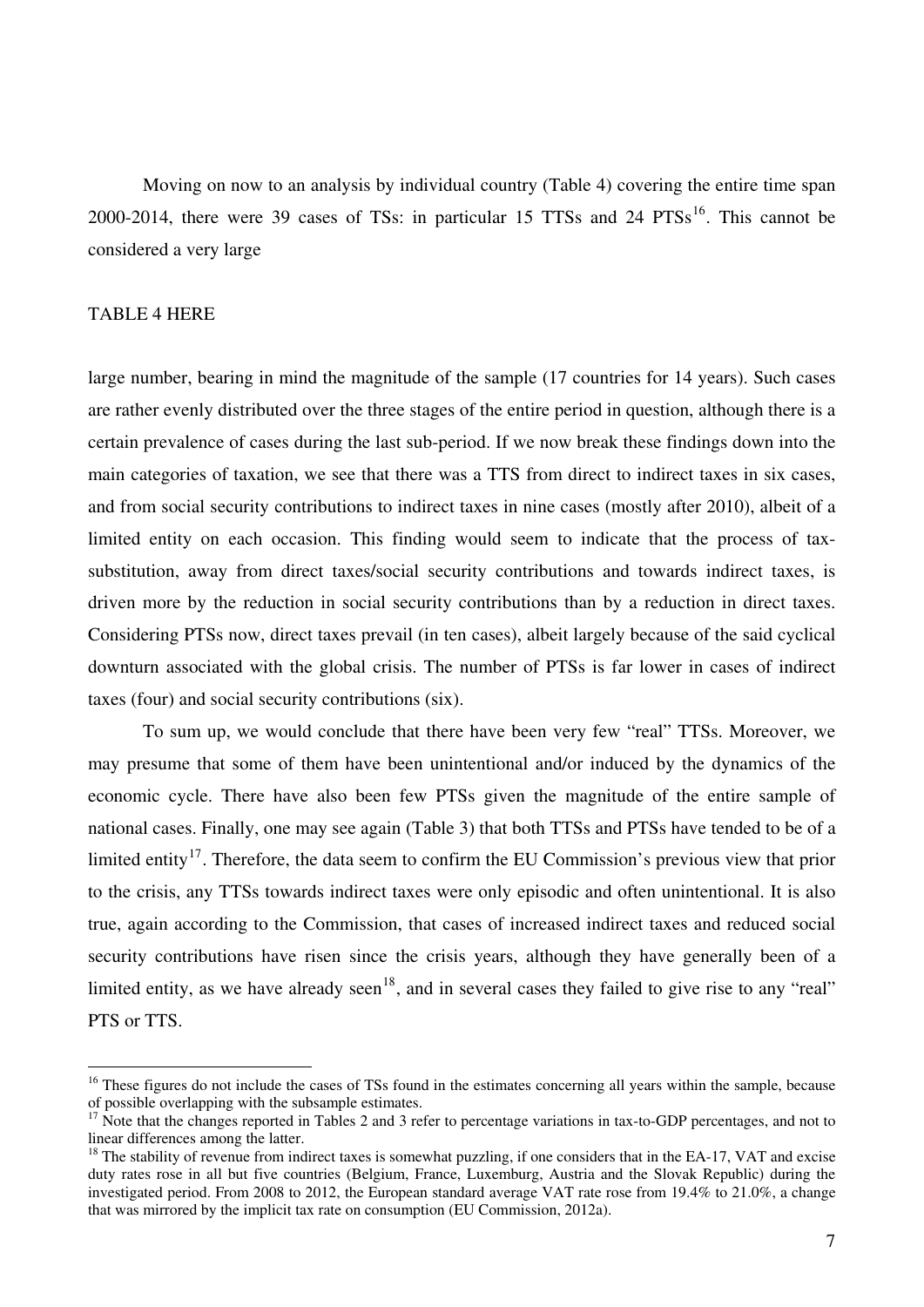Moving on now to an analysis by individual country (Table 4) covering the entire time span 2000-2014, there were 39 cases of TSs: in particular 15 TTSs and 24 PTSs[16]. This cannot be considered a very large

TABLE 4 HERE

large number, bearing in mind the magnitude of the sample (17 countries for 14 years). Such cases are rather evenly distributed over the three stages of the entire period in question, although there is a certain prevalence of cases during the last sub-period. If we now break these findings down into the main categories of taxation, we see that there was a TTS from direct to indirect taxes in six cases, and from social security contributions to indirect taxes in nine cases (mostly after 2010), albeit of a limited entity on each occasion. This finding would seem to indicate that the process of tax-substitution, away from direct taxes/social security contributions and towards indirect taxes, is driven more by the reduction in social security contributions than by a reduction in direct taxes. Considering PTSs now, direct taxes prevail (in ten cases), albeit largely because of the said cyclical downturn associated with the global crisis. The number of PTSs is far lower in cases of indirect taxes (four) and social security contributions (six).

To sum up, we would conclude that there have been very few "real" TTSs. Moreover, we may presume that some of them have been unintentional and/or induced by the dynamics of the economic cycle. There have also been few PTSs given the magnitude of the entire sample of national cases. Finally, one may see again (Table 3) that both TTSs and PTSs have tended to be of a limited entity[17]. Therefore, the data seem to confirm the EU Commission's previous view that prior to the crisis, any TTSs towards indirect taxes were only episodic and often unintentional. It is also true, again according to the Commission, that cases of increased indirect taxes and reduced social security contributions have risen since the crisis years, although they have generally been of a limited entity, as we have already seen[18], and in several cases they failed to give rise to any "real" PTS or TTS.

[16] These figures do not include the cases of TSs found in the estimates concerning all years within the sample, because of possible overlapping with the subsample estimates.

[17] Note that the changes reported in Tables 2 and 3 refer to percentage variations in tax-to-GDP percentages, and not to linear differences among the latter.

[18] The stability of revenue from indirect taxes is somewhat puzzling, if one considers that in the EA-17, VAT and excise duty rates rose in all but five countries (Belgium, France, Luxemburg, Austria and the Slovak Republic) during the investigated period. From 2008 to 2012, the European standard average VAT rate rose from 19.4% to 21.0%, a change that was mirrored by the implicit tax rate on consumption (EU Commission, 2012a).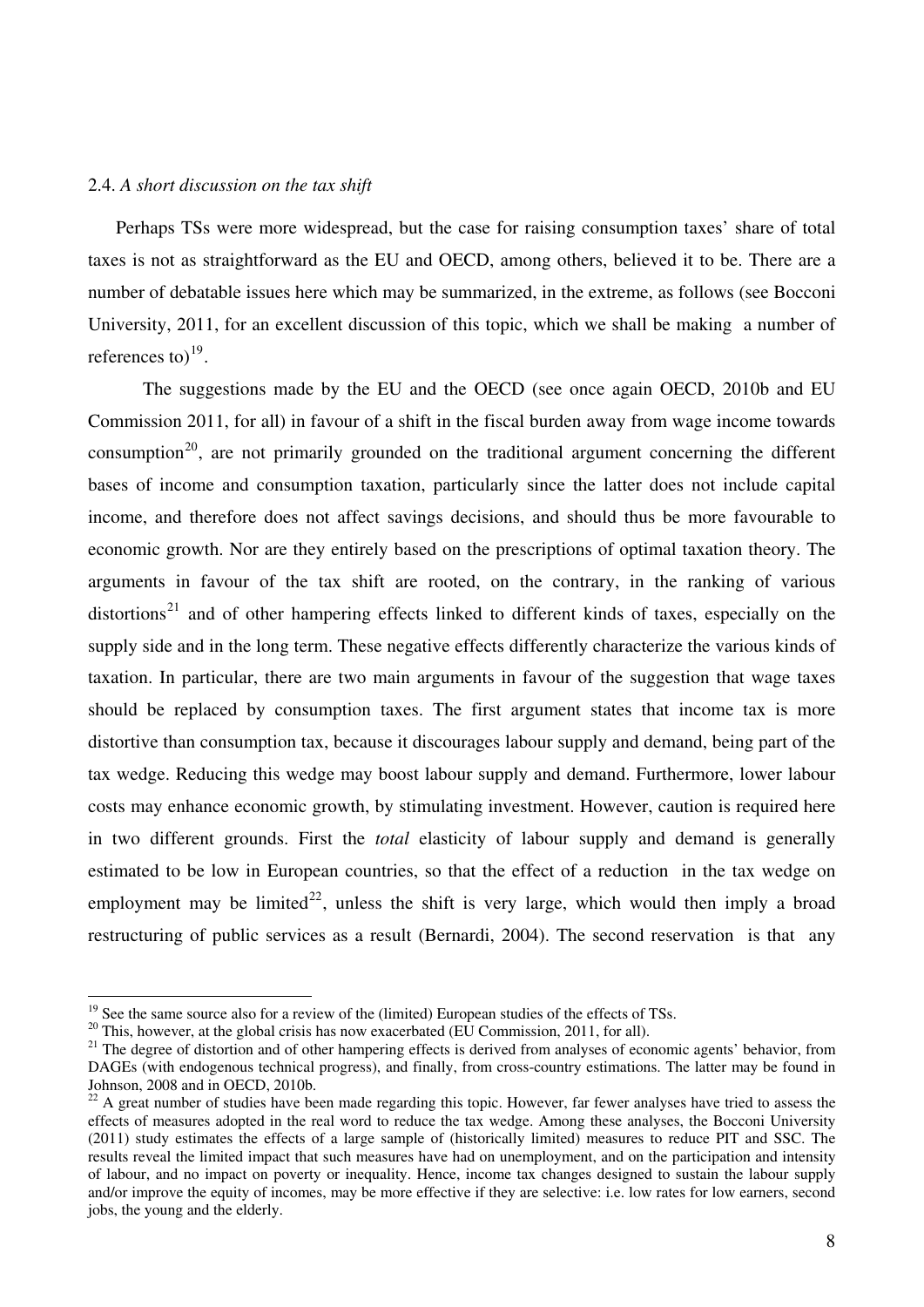2.4. *A short discussion on the tax shift*

Perhaps TSs were more widespread, but the case for raising consumption taxes' share of total taxes is not as straightforward as the EU and OECD, among others, believed it to be. There are a number of debatable issues here which may be summarized, in the extreme, as follows (see Bocconi University, 2011, for an excellent discussion of this topic, which we shall be making a number of references to)[19].

The suggestions made by the EU and the OECD (see once again OECD, 2010b and EU Commission 2011, for all) in favour of a shift in the fiscal burden away from wage income towards consumption[20], are not primarily grounded on the traditional argument concerning the different bases of income and consumption taxation, particularly since the latter does not include capital income, and therefore does not affect savings decisions, and should thus be more favourable to economic growth. Nor are they entirely based on the prescriptions of optimal taxation theory. The arguments in favour of the tax shift are rooted, on the contrary, in the ranking of various distortions[21] and of other hampering effects linked to different kinds of taxes, especially on the supply side and in the long term. These negative effects differently characterize the various kinds of taxation. In particular, there are two main arguments in favour of the suggestion that wage taxes should be replaced by consumption taxes. The first argument states that income tax is more distortive than consumption tax, because it discourages labour supply and demand, being part of the tax wedge. Reducing this wedge may boost labour supply and demand. Furthermore, lower labour costs may enhance economic growth, by stimulating investment. However, caution is required here in two different grounds. First the *total* elasticity of labour supply and demand is generally estimated to be low in European countries, so that the effect of a reduction in the tax wedge on employment may be limited[22], unless the shift is very large, which would then imply a broad restructuring of public services as a result (Bernardi, 2004). The second reservation is that any

---

[19] See the same source also for a review of the (limited) European studies of the effects of TSs.

[20] This, however, at the global crisis has now exacerbated (EU Commission, 2011, for all).

[21] The degree of distortion and of other hampering effects is derived from analyses of economic agents' behavior, from DAGEs (with endogenous technical progress), and finally, from cross-country estimations. The latter may be found in Johnson, 2008 and in OECD, 2010b.

[22] A great number of studies have been made regarding this topic. However, far fewer analyses have tried to assess the effects of measures adopted in the real word to reduce the tax wedge. Among these analyses, the Bocconi University (2011) study estimates the effects of a large sample of (historically limited) measures to reduce PIT and SSC. The results reveal the limited impact that such measures have had on unemployment, and on the participation and intensity of labour, and no impact on poverty or inequality. Hence, income tax changes designed to sustain the labour supply and/or improve the equity of incomes, may be more effective if they are selective: i.e. low rates for low earners, second jobs, the young and the elderly.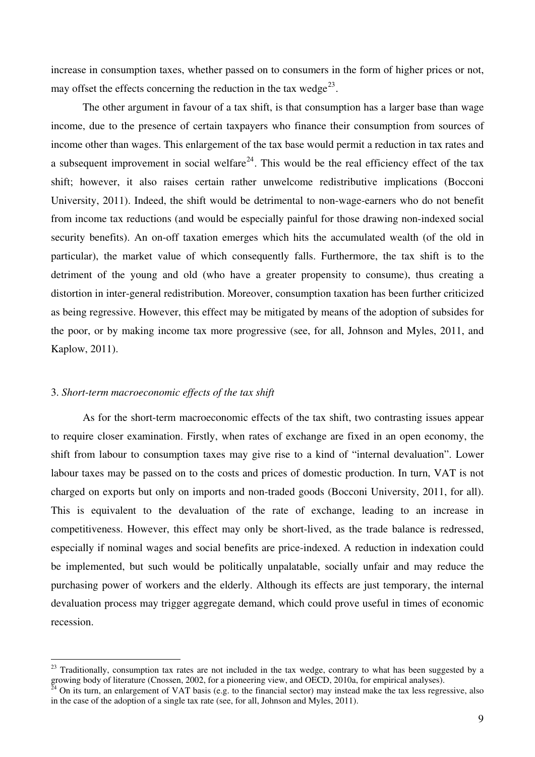increase in consumption taxes, whether passed on to consumers in the form of higher prices or not, may offset the effects concerning the reduction in the tax wedge[23].

The other argument in favour of a tax shift, is that consumption has a larger base than wage income, due to the presence of certain taxpayers who finance their consumption from sources of income other than wages. This enlargement of the tax base would permit a reduction in tax rates and a subsequent improvement in social welfare[24]. This would be the real efficiency effect of the tax shift; however, it also raises certain rather unwelcome redistributive implications (Bocconi University, 2011). Indeed, the shift would be detrimental to non-wage-earners who do not benefit from income tax reductions (and would be especially painful for those drawing non-indexed social security benefits). An on-off taxation emerges which hits the accumulated wealth (of the old in particular), the market value of which consequently falls. Furthermore, the tax shift is to the detriment of the young and old (who have a greater propensity to consume), thus creating a distortion in inter-general redistribution. Moreover, consumption taxation has been further criticized as being regressive. However, this effect may be mitigated by means of the adoption of subsides for the poor, or by making income tax more progressive (see, for all, Johnson and Myles, 2011, and Kaplow, 2011).

## 3. *Short-term macroeconomic effects of the tax shift*

As for the short-term macroeconomic effects of the tax shift, two contrasting issues appear to require closer examination. Firstly, when rates of exchange are fixed in an open economy, the shift from labour to consumption taxes may give rise to a kind of "internal devaluation". Lower labour taxes may be passed on to the costs and prices of domestic production. In turn, VAT is not charged on exports but only on imports and non-traded goods (Bocconi University, 2011, for all). This is equivalent to the devaluation of the rate of exchange, leading to an increase in competitiveness. However, this effect may only be short-lived, as the trade balance is redressed, especially if nominal wages and social benefits are price-indexed. A reduction in indexation could be implemented, but such would be politically unpalatable, socially unfair and may reduce the purchasing power of workers and the elderly. Although its effects are just temporary, the internal devaluation process may trigger aggregate demand, which could prove useful in times of economic recession.

---

[23] Traditionally, consumption tax rates are not included in the tax wedge, contrary to what has been suggested by a growing body of literature (Cnossen, 2002, for a pioneering view, and OECD, 2010a, for empirical analyses).

[24] On its turn, an enlargement of VAT basis (e.g. to the financial sector) may instead make the tax less regressive, also in the case of the adoption of a single tax rate (see, for all, Johnson and Myles, 2011).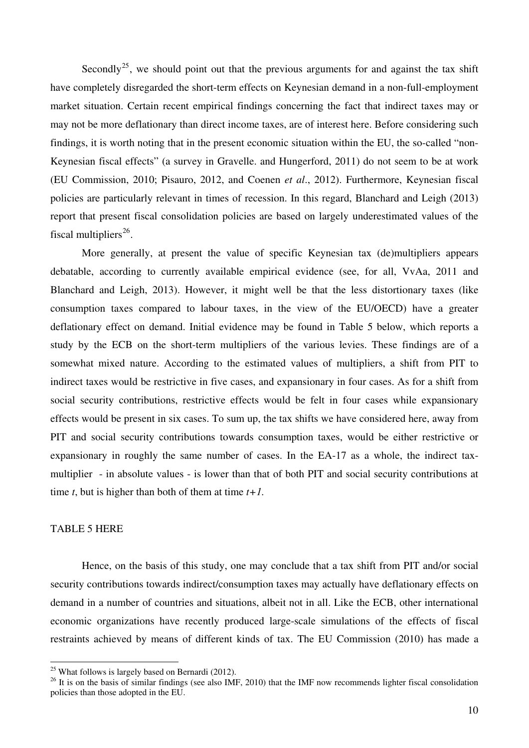Secondly[25], we should point out that the previous arguments for and against the tax shift have completely disregarded the short-term effects on Keynesian demand in a non-full-employment market situation. Certain recent empirical findings concerning the fact that indirect taxes may or may not be more deflationary than direct income taxes, are of interest here. Before considering such findings, it is worth noting that in the present economic situation within the EU, the so-called "non-Keynesian fiscal effects" (a survey in Gravelle. and Hungerford, 2011) do not seem to be at work (EU Commission, 2010; Pisauro, 2012, and Coenen *et al*., 2012). Furthermore, Keynesian fiscal policies are particularly relevant in times of recession. In this regard, Blanchard and Leigh (2013) report that present fiscal consolidation policies are based on largely underestimated values of the fiscal multipliers[26].

More generally, at present the value of specific Keynesian tax (de)multipliers appears debatable, according to currently available empirical evidence (see, for all, VvAa, 2011 and Blanchard and Leigh, 2013). However, it might well be that the less distortionary taxes (like consumption taxes compared to labour taxes, in the view of the EU/OECD) have a greater deflationary effect on demand. Initial evidence may be found in Table 5 below, which reports a study by the ECB on the short-term multipliers of the various levies. These findings are of a somewhat mixed nature. According to the estimated values of multipliers, a shift from PIT to indirect taxes would be restrictive in five cases, and expansionary in four cases. As for a shift from social security contributions, restrictive effects would be felt in four cases while expansionary effects would be present in six cases. To sum up, the tax shifts we have considered here, away from PIT and social security contributions towards consumption taxes, would be either restrictive or expansionary in roughly the same number of cases. In the EA-17 as a whole, the indirect tax-multiplier - in absolute values - is lower than that of both PIT and social security contributions at time *t*, but is higher than both of them at time *t+1*.

TABLE 5 HERE

Hence, on the basis of this study, one may conclude that a tax shift from PIT and/or social security contributions towards indirect/consumption taxes may actually have deflationary effects on demand in a number of countries and situations, albeit not in all. Like the ECB, other international economic organizations have recently produced large-scale simulations of the effects of fiscal restraints achieved by means of different kinds of tax. The EU Commission (2010) has made a

[25] What follows is largely based on Bernardi (2012).

[26] It is on the basis of similar findings (see also IMF, 2010) that the IMF now recommends lighter fiscal consolidation policies than those adopted in the EU.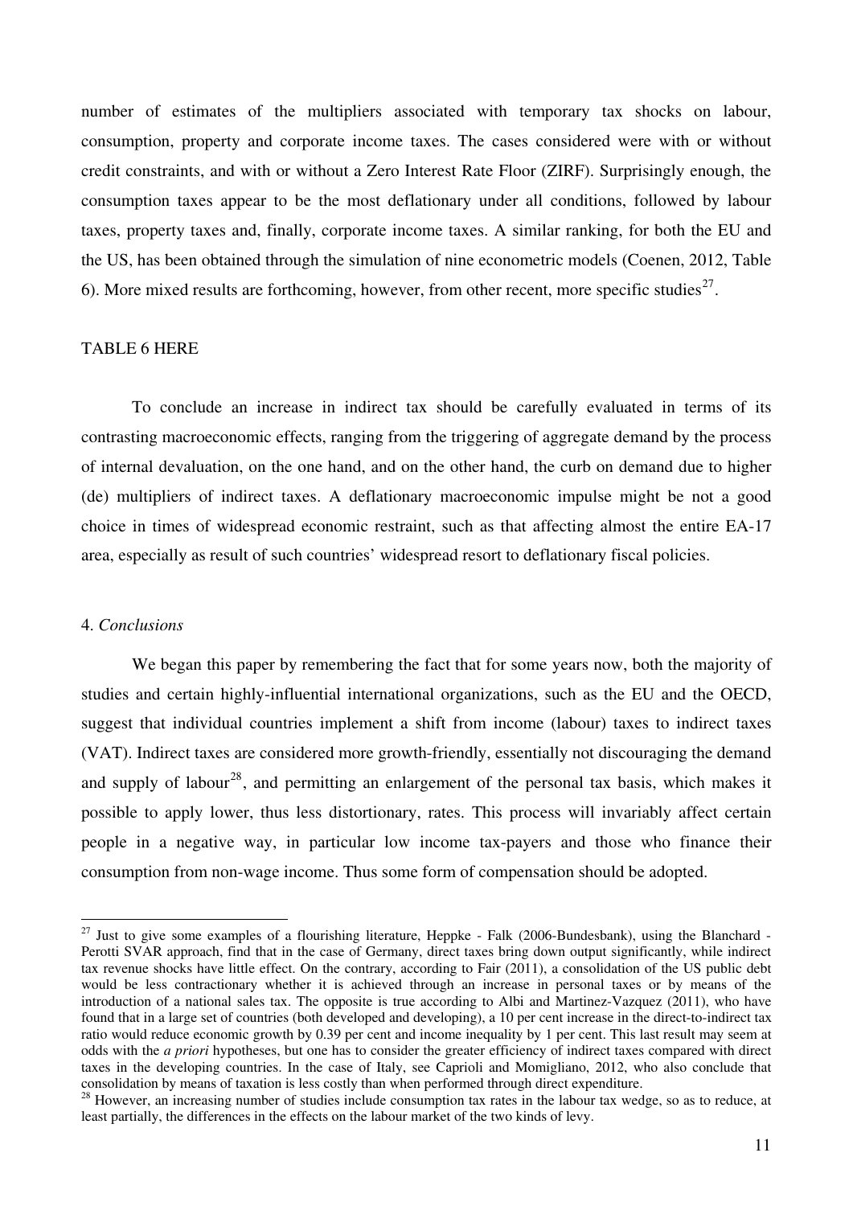number of estimates of the multipliers associated with temporary tax shocks on labour, consumption, property and corporate income taxes. The cases considered were with or without credit constraints, and with or without a Zero Interest Rate Floor (ZIRF). Surprisingly enough, the consumption taxes appear to be the most deflationary under all conditions, followed by labour taxes, property taxes and, finally, corporate income taxes. A similar ranking, for both the EU and the US, has been obtained through the simulation of nine econometric models (Coenen, 2012, Table 6). More mixed results are forthcoming, however, from other recent, more specific studies[27].

TABLE 6 HERE

To conclude an increase in indirect tax should be carefully evaluated in terms of its contrasting macroeconomic effects, ranging from the triggering of aggregate demand by the process of internal devaluation, on the one hand, and on the other hand, the curb on demand due to higher (de) multipliers of indirect taxes. A deflationary macroeconomic impulse might be not a good choice in times of widespread economic restraint, such as that affecting almost the entire EA-17 area, especially as result of such countries' widespread resort to deflationary fiscal policies.

## 4. *Conclusions*

We began this paper by remembering the fact that for some years now, both the majority of studies and certain highly-influential international organizations, such as the EU and the OECD, suggest that individual countries implement a shift from income (labour) taxes to indirect taxes (VAT). Indirect taxes are considered more growth-friendly, essentially not discouraging the demand and supply of labour[28], and permitting an enlargement of the personal tax basis, which makes it possible to apply lower, thus less distortionary, rates. This process will invariably affect certain people in a negative way, in particular low income tax-payers and those who finance their consumption from non-wage income. Thus some form of compensation should be adopted.

---

[27] Just to give some examples of a flourishing literature, Heppke - Falk (2006-Bundesbank), using the Blanchard - Perotti SVAR approach, find that in the case of Germany, direct taxes bring down output significantly, while indirect tax revenue shocks have little effect. On the contrary, according to Fair (2011), a consolidation of the US public debt would be less contractionary whether it is achieved through an increase in personal taxes or by means of the introduction of a national sales tax. The opposite is true according to Albi and Martinez-Vazquez (2011), who have found that in a large set of countries (both developed and developing), a 10 per cent increase in the direct-to-indirect tax ratio would reduce economic growth by 0.39 per cent and income inequality by 1 per cent. This last result may seem at odds with the *a priori* hypotheses, but one has to consider the greater efficiency of indirect taxes compared with direct taxes in the developing countries. In the case of Italy, see Caprioli and Momigliano, 2012, who also conclude that consolidation by means of taxation is less costly than when performed through direct expenditure.

[28] However, an increasing number of studies include consumption tax rates in the labour tax wedge, so as to reduce, at least partially, the differences in the effects on the labour market of the two kinds of levy.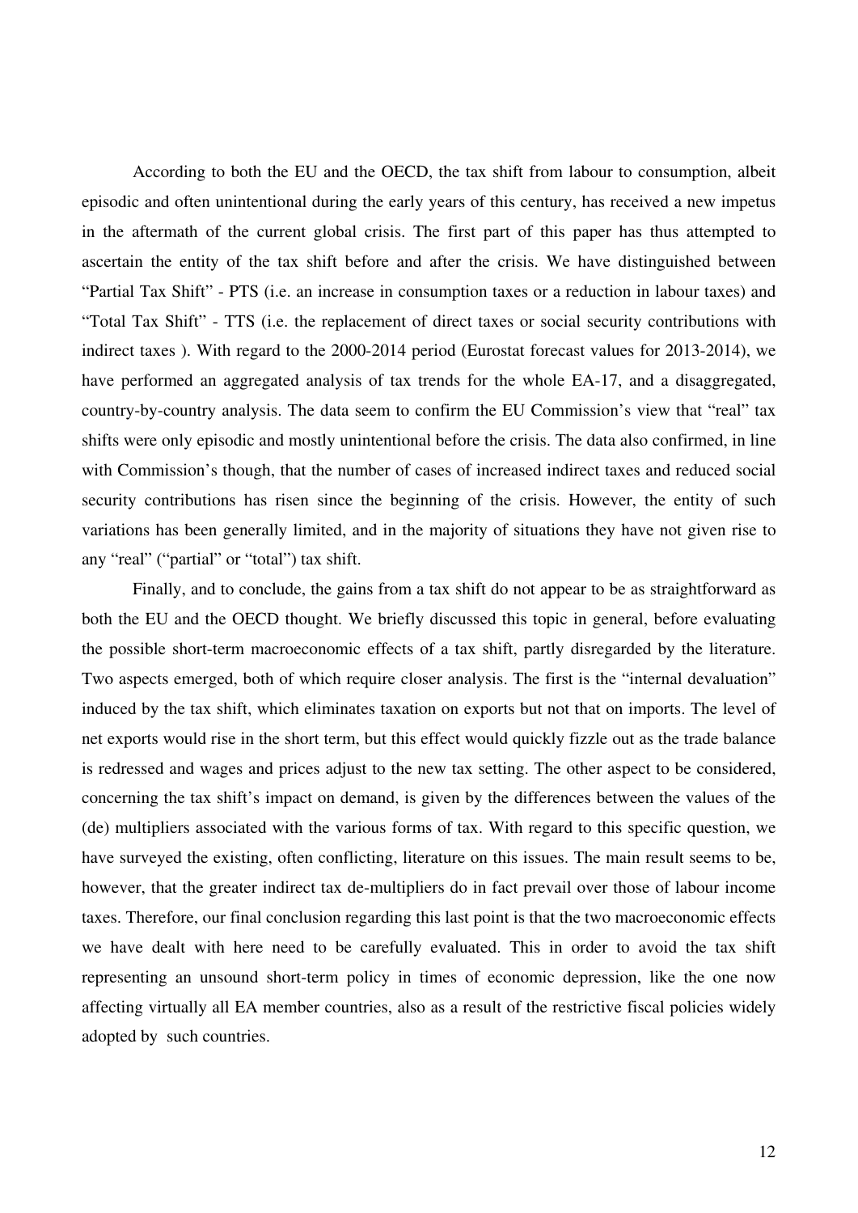According to both the EU and the OECD, the tax shift from labour to consumption, albeit episodic and often unintentional during the early years of this century, has received a new impetus in the aftermath of the current global crisis. The first part of this paper has thus attempted to ascertain the entity of the tax shift before and after the crisis. We have distinguished between "Partial Tax Shift" - PTS (i.e. an increase in consumption taxes or a reduction in labour taxes) and "Total Tax Shift" - TTS (i.e. the replacement of direct taxes or social security contributions with indirect taxes ). With regard to the 2000-2014 period (Eurostat forecast values for 2013-2014), we have performed an aggregated analysis of tax trends for the whole EA-17, and a disaggregated, country-by-country analysis. The data seem to confirm the EU Commission's view that "real" tax shifts were only episodic and mostly unintentional before the crisis. The data also confirmed, in line with Commission's though, that the number of cases of increased indirect taxes and reduced social security contributions has risen since the beginning of the crisis. However, the entity of such variations has been generally limited, and in the majority of situations they have not given rise to any "real" ("partial" or "total") tax shift.

Finally, and to conclude, the gains from a tax shift do not appear to be as straightforward as both the EU and the OECD thought. We briefly discussed this topic in general, before evaluating the possible short-term macroeconomic effects of a tax shift, partly disregarded by the literature. Two aspects emerged, both of which require closer analysis. The first is the "internal devaluation" induced by the tax shift, which eliminates taxation on exports but not that on imports. The level of net exports would rise in the short term, but this effect would quickly fizzle out as the trade balance is redressed and wages and prices adjust to the new tax setting. The other aspect to be considered, concerning the tax shift's impact on demand, is given by the differences between the values of the (de) multipliers associated with the various forms of tax. With regard to this specific question, we have surveyed the existing, often conflicting, literature on this issues. The main result seems to be, however, that the greater indirect tax de-multipliers do in fact prevail over those of labour income taxes. Therefore, our final conclusion regarding this last point is that the two macroeconomic effects we have dealt with here need to be carefully evaluated. This in order to avoid the tax shift representing an unsound short-term policy in times of economic depression, like the one now affecting virtually all EA member countries, also as a result of the restrictive fiscal policies widely adopted by such countries.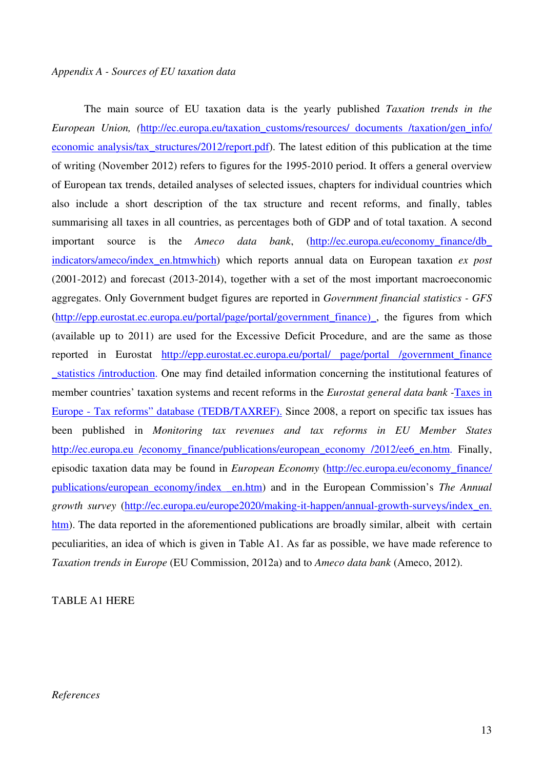*Appendix A - Sources of EU taxation data*

The main source of EU taxation data is the yearly published *Taxation trends in the European Union, (*http://ec.europa.eu/taxation_customs/resources/ documents /taxation/gen_info/ economic analysis/tax_structures/2012/report.pdf). The latest edition of this publication at the time of writing (November 2012) refers to figures for the 1995-2010 period. It offers a general overview of European tax trends, detailed analyses of selected issues, chapters for individual countries which also include a short description of the tax structure and recent reforms, and finally, tables summarising all taxes in all countries, as percentages both of GDP and of total taxation. A second important source is the *Ameco data bank*, (http://ec.europa.eu/economy_finance/db_ indicators/ameco/index_en.htmwhich) which reports annual data on European taxation *ex post* (2001-2012) and forecast (2013-2014), together with a set of the most important macroeconomic aggregates. Only Government budget figures are reported in *Government financial statistics - GFS* (http://epp.eurostat.ec.europa.eu/portal/page/portal/government_finance)_, the figures from which (available up to 2011) are used for the Excessive Deficit Procedure, and are the same as those reported in Eurostat http://epp.eurostat.ec.europa.eu/portal/ page/portal /government_finance _statistics /introduction. One may find detailed information concerning the institutional features of member countries' taxation systems and recent reforms in the *Eurostat general data bank* -Taxes in Europe - Tax reforms" database (TEDB/TAXREF). Since 2008, a report on specific tax issues has been published in *Monitoring tax revenues and tax reforms in EU Member States* http://ec.europa.eu /economy_finance/publications/european_economy /2012/ee6_en.htm. Finally, episodic taxation data may be found in *European Economy* (http://ec.europa.eu/economy_finance/ publications/european_economy/index _en.htm) and in the European Commission's *The Annual growth survey* (http://ec.europa.eu/europe2020/making-it-happen/annual-growth-surveys/index_en. htm). The data reported in the aforementioned publications are broadly similar, albeit with certain peculiarities, an idea of which is given in Table A1. As far as possible, we have made reference to *Taxation trends in Europe* (EU Commission, 2012a) and to *Ameco data bank* (Ameco, 2012).

TABLE A1 HERE

*References*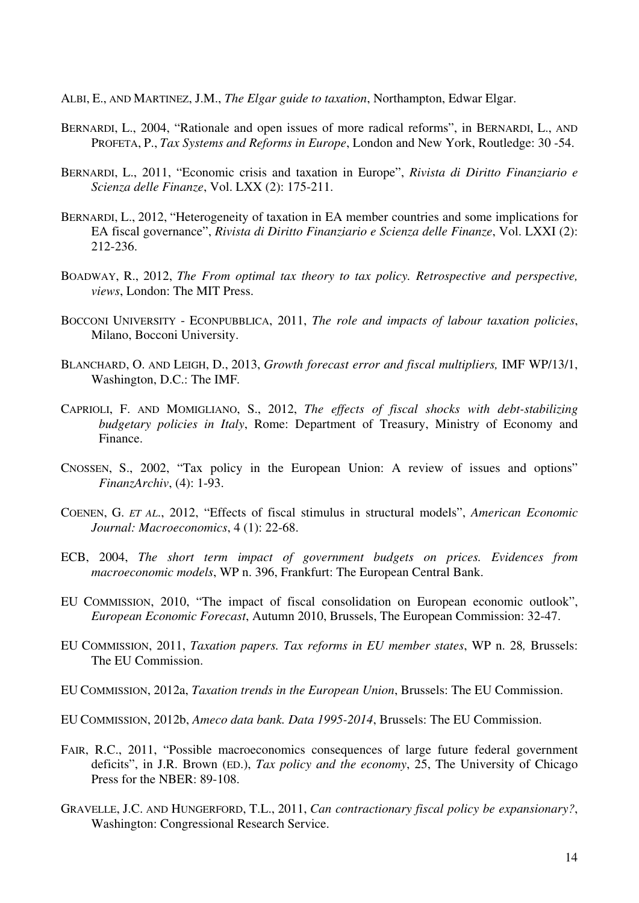ALBI, E., AND MARTINEZ, J.M., *The Elgar guide to taxation*, Northampton, Edwar Elgar.

BERNARDI, L., 2004, "Rationale and open issues of more radical reforms", in BERNARDI, L., AND PROFETA, P., *Tax Systems and Reforms in Europe*, London and New York, Routledge: 30 -54.

BERNARDI, L., 2011, "Economic crisis and taxation in Europe", *Rivista di Diritto Finanziario e Scienza delle Finanze*, Vol. LXX (2): 175-211.

BERNARDI, L., 2012, "Heterogeneity of taxation in EA member countries and some implications for EA fiscal governance", *Rivista di Diritto Finanziario e Scienza delle Finanze*, Vol. LXXI (2): 212-236.

BOADWAY, R., 2012, *The From optimal tax theory to tax policy. Retrospective and perspective, views*, London: The MIT Press.

BOCCONI UNIVERSITY - ECONPUBBLICA, 2011, *The role and impacts of labour taxation policies*, Milano, Bocconi University.

BLANCHARD, O. AND LEIGH, D., 2013, *Growth forecast error and fiscal multipliers,* IMF WP/13/1, Washington, D.C.: The IMF.

CAPRIOLI, F. AND MOMIGLIANO, S., 2012, *The effects of fiscal shocks with debt-stabilizing budgetary policies in Italy*, Rome: Department of Treasury, Ministry of Economy and Finance.

CNOSSEN, S., 2002, "Tax policy in the European Union: A review of issues and options" *FinanzArchiv*, (4): 1-93.

COENEN, G. *ET AL.*, 2012, "Effects of fiscal stimulus in structural models", *American Economic Journal: Macroeconomics*, 4 (1): 22-68.

ECB, 2004, *The short term impact of government budgets on prices. Evidences from macroeconomic models*, WP n. 396, Frankfurt: The European Central Bank.

EU COMMISSION, 2010, "The impact of fiscal consolidation on European economic outlook", *European Economic Forecast*, Autumn 2010, Brussels, The European Commission: 32-47.

EU COMMISSION, 2011, *Taxation papers. Tax reforms in EU member states*, WP n. 28*,* Brussels: The EU Commission.

EU COMMISSION, 2012a, *Taxation trends in the European Union*, Brussels: The EU Commission.

EU COMMISSION, 2012b, *Ameco data bank. Data 1995-2014*, Brussels: The EU Commission.

FAIR, R.C., 2011, "Possible macroeconomics consequences of large future federal government deficits", in J.R. Brown (ED.), *Tax policy and the economy*, 25, The University of Chicago Press for the NBER: 89-108.

GRAVELLE, J.C. AND HUNGERFORD, T.L., 2011, *Can contractionary fiscal policy be expansionary?*, Washington: Congressional Research Service.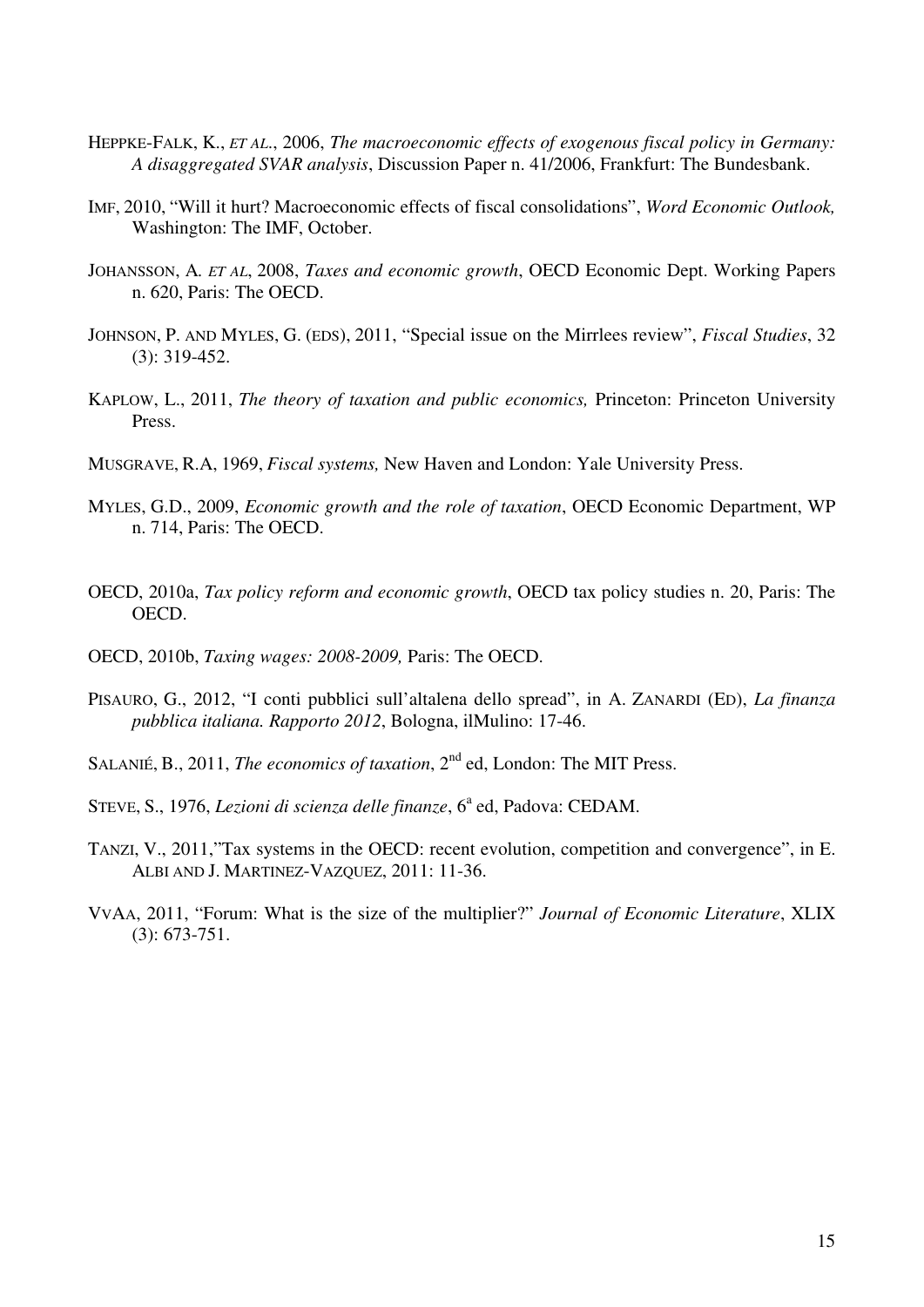HEPPKE-FALK, K., *ET AL.*, 2006, *The macroeconomic effects of exogenous fiscal policy in Germany: A disaggregated SVAR analysis*, Discussion Paper n. 41/2006, Frankfurt: The Bundesbank.

IMF, 2010, "Will it hurt? Macroeconomic effects of fiscal consolidations", *Word Economic Outlook,* Washington: The IMF, October.

JOHANSSON, A. *ET AL*, 2008, *Taxes and economic growth*, OECD Economic Dept. Working Papers n. 620, Paris: The OECD.

JOHNSON, P. AND MYLES, G. (EDS), 2011, "Special issue on the Mirrlees review", *Fiscal Studies*, 32 (3): 319-452.

KAPLOW, L., 2011, *The theory of taxation and public economics,* Princeton: Princeton University Press.

MUSGRAVE, R.A, 1969, *Fiscal systems,* New Haven and London: Yale University Press.

MYLES, G.D., 2009, *Economic growth and the role of taxation*, OECD Economic Department, WP n. 714, Paris: The OECD.

OECD, 2010a, *Tax policy reform and economic growth*, OECD tax policy studies n. 20, Paris: The OECD.

OECD, 2010b, *Taxing wages: 2008-2009,* Paris: The OECD.

PISAURO, G., 2012, "I conti pubblici sull'altalena dello spread", in A. ZANARDI (ED), *La finanza pubblica italiana. Rapporto 2012*, Bologna, ilMulino: 17-46.

SALANIÉ, B., 2011, *The economics of taxation*, 2nd ed, London: The MIT Press.

STEVE, S., 1976, *Lezioni di scienza delle finanze*, 6a ed, Padova: CEDAM.

TANZI, V., 2011,"Tax systems in the OECD: recent evolution, competition and convergence", in E. ALBI AND J. MARTINEZ-VAZQUEZ, 2011: 11-36.

VVAA, 2011, "Forum: What is the size of the multiplier?" *Journal of Economic Literature*, XLIX (3): 673-751.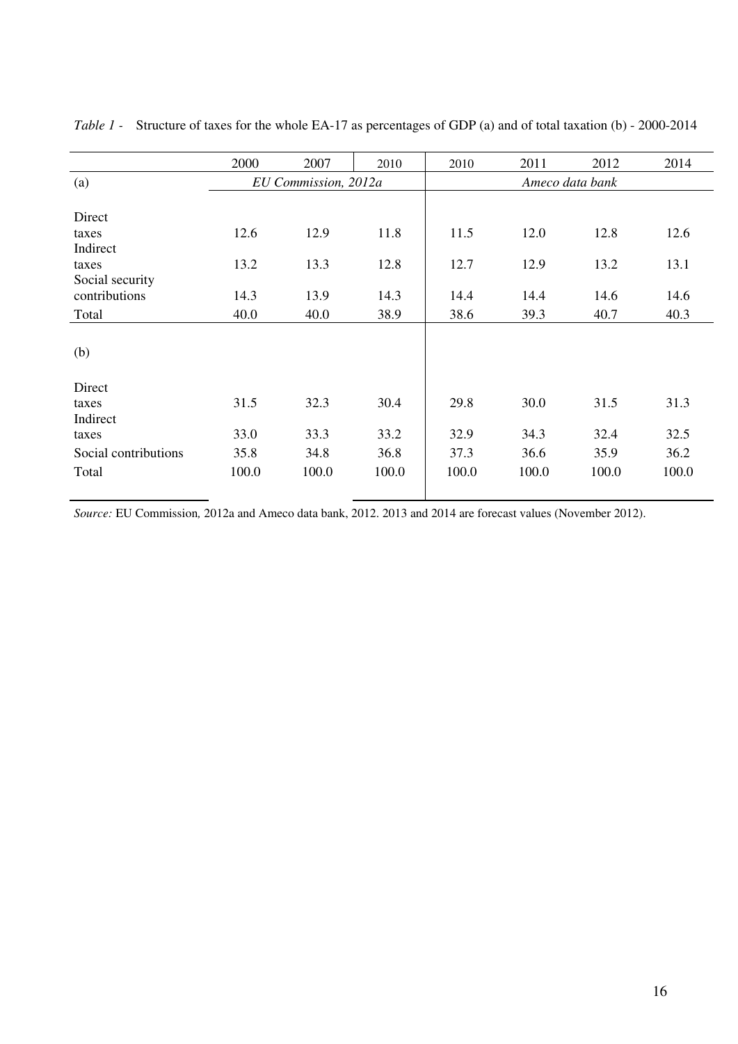*Table 1* - Structure of taxes for the whole EA-17 as percentages of GDP (a) and of total taxation (b) - 2000-2014

| | 2000 | 2007 | 2010 | 2010 | 2011 | 2012 | 2014 |
|---|---|---|---|---|---|---|---|
| (a) | *EU Commission, 2012a* | | | *Ameco data bank* | | | |
| Direct taxes | 12.6 | 12.9 | 11.8 | 11.5 | 12.0 | 12.8 | 12.6 |
| Indirect taxes | 13.2 | 13.3 | 12.8 | 12.7 | 12.9 | 13.2 | 13.1 |
| Social security contributions | 14.3 | 13.9 | 14.3 | 14.4 | 14.4 | 14.6 | 14.6 |
| Total | 40.0 | 40.0 | 38.9 | 38.6 | 39.3 | 40.7 | 40.3 |
| (b) | | | | | | | |
| Direct taxes | 31.5 | 32.3 | 30.4 | 29.8 | 30.0 | 31.5 | 31.3 |
| Indirect taxes | 33.0 | 33.3 | 33.2 | 32.9 | 34.3 | 32.4 | 32.5 |
| Social contributions | 35.8 | 34.8 | 36.8 | 37.3 | 36.6 | 35.9 | 36.2 |
| Total | 100.0 | 100.0 | 100.0 | 100.0 | 100.0 | 100.0 | 100.0 |

*Source:* EU Commission*,* 2012a and Ameco data bank, 2012. 2013 and 2014 are forecast values (November 2012).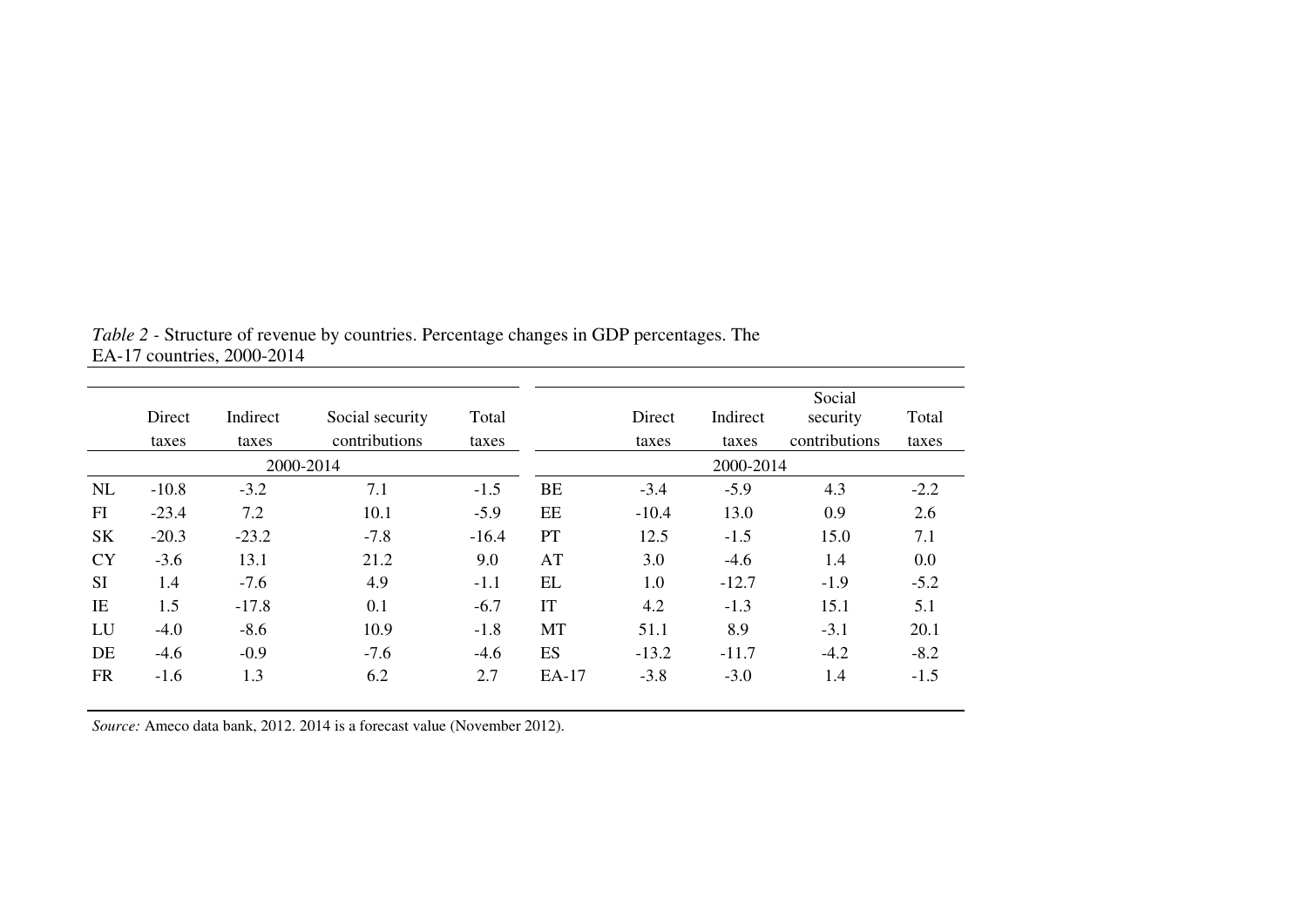*Table 2* - Structure of revenue by countries. Percentage changes in GDP percentages. The EA-17 countries, 2000-2014

| | Direct taxes | Indirect taxes | Social security contributions | Total taxes | | Direct taxes | Indirect taxes | Social security contributions | Total taxes |
|---|---|---|---|---|---|---|---|---|---|
| | 2000-2014 | | | | | 2000-2014 | | | |
| NL | -10.8 | -3.2 | 7.1 | -1.5 | BE | -3.4 | -5.9 | 4.3 | -2.2 |
| FI | -23.4 | 7.2 | 10.1 | -5.9 | EE | -10.4 | 13.0 | 0.9 | 2.6 |
| SK | -20.3 | -23.2 | -7.8 | -16.4 | PT | 12.5 | -1.5 | 15.0 | 7.1 |
| CY | -3.6 | 13.1 | 21.2 | 9.0 | AT | 3.0 | -4.6 | 1.4 | 0.0 |
| SI | 1.4 | -7.6 | 4.9 | -1.1 | EL | 1.0 | -12.7 | -1.9 | -5.2 |
| IE | 1.5 | -17.8 | 0.1 | -6.7 | IT | 4.2 | -1.3 | 15.1 | 5.1 |
| LU | -4.0 | -8.6 | 10.9 | -1.8 | MT | 51.1 | 8.9 | -3.1 | 20.1 |
| DE | -4.6 | -0.9 | -7.6 | -4.6 | ES | -13.2 | -11.7 | -4.2 | -8.2 |
| FR | -1.6 | 1.3 | 6.2 | 2.7 | EA-17 | -3.8 | -3.0 | 1.4 | -1.5 |

*Source:* Ameco data bank, 2012. 2014 is a forecast value (November 2012).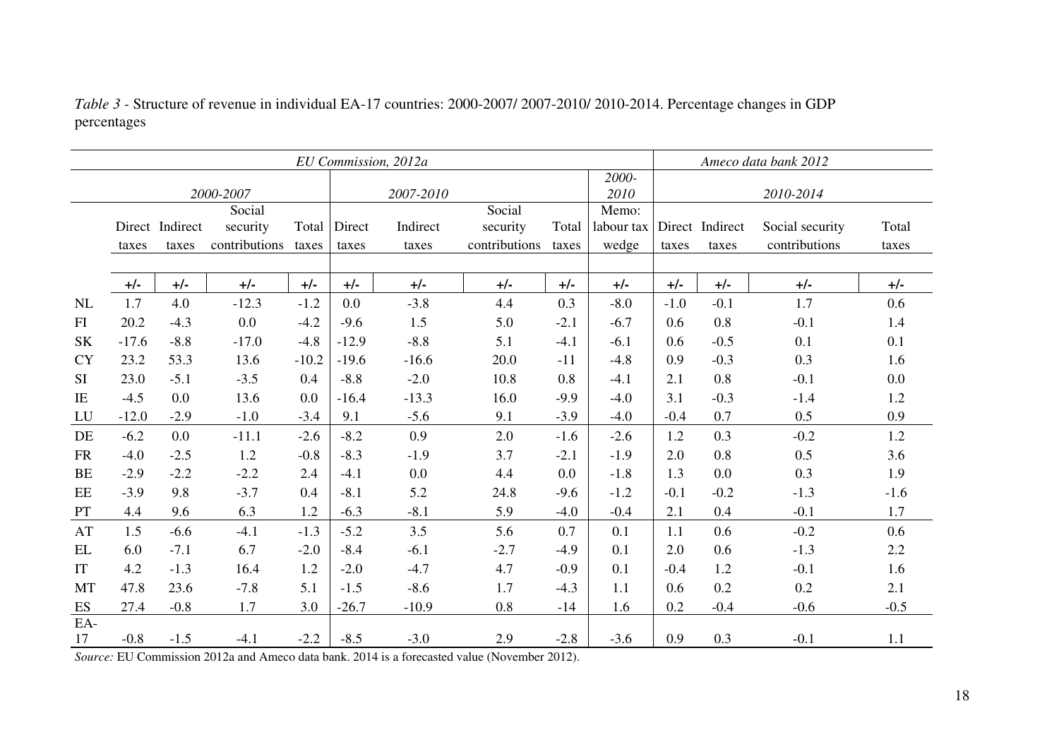*Table 3* - Structure of revenue in individual EA-17 countries: 2000-2007/ 2007-2010/ 2010-2014. Percentage changes in GDP percentages

| | *EU Commission, 2012a* | | | | | | | | | *Ameco data bank 2012* | | | |
|---|---|---|---|---|---|---|---|---|---|---|---|---|---|
| | *2000-2007* | | | | *2007-2010* | | | | *2000-2010* | *2010-2014* | | | |
| | Direct taxes | Indirect taxes | Social security contributions | Total taxes | Direct taxes | Indirect taxes | Social security contributions | Total taxes | Memo: labour tax wedge | Direct taxes | Indirect taxes | Social security contributions | Total taxes |
| | +/- | +/- | +/- | +/- | +/- | +/- | +/- | +/- | +/- | +/- | +/- | +/- | +/- |
| NL | 1.7 | 4.0 | -12.3 | -1.2 | 0.0 | -3.8 | 4.4 | 0.3 | -8.0 | -1.0 | -0.1 | 1.7 | 0.6 |
| FI | 20.2 | -4.3 | 0.0 | -4.2 | -9.6 | 1.5 | 5.0 | -2.1 | -6.7 | 0.6 | 0.8 | -0.1 | 1.4 |
| SK | -17.6 | -8.8 | -17.0 | -4.8 | -12.9 | -8.8 | 5.1 | -4.1 | -6.1 | 0.6 | -0.5 | 0.1 | 0.1 |
| CY | 23.2 | 53.3 | 13.6 | -10.2 | -19.6 | -16.6 | 20.0 | -11 | -4.8 | 0.9 | -0.3 | 0.3 | 1.6 |
| SI | 23.0 | -5.1 | -3.5 | 0.4 | -8.8 | -2.0 | 10.8 | 0.8 | -4.1 | 2.1 | 0.8 | -0.1 | 0.0 |
| IE | -4.5 | 0.0 | 13.6 | 0.0 | -16.4 | -13.3 | 16.0 | -9.9 | -4.0 | 3.1 | -0.3 | -1.4 | 1.2 |
| LU | -12.0 | -2.9 | -1.0 | -3.4 | 9.1 | -5.6 | 9.1 | -3.9 | -4.0 | -0.4 | 0.7 | 0.5 | 0.9 |
| DE | -6.2 | 0.0 | -11.1 | -2.6 | -8.2 | 0.9 | 2.0 | -1.6 | -2.6 | 1.2 | 0.3 | -0.2 | 1.2 |
| FR | -4.0 | -2.5 | 1.2 | -0.8 | -8.3 | -1.9 | 3.7 | -2.1 | -1.9 | 2.0 | 0.8 | 0.5 | 3.6 |
| BE | -2.9 | -2.2 | -2.2 | 2.4 | -4.1 | 0.0 | 4.4 | 0.0 | -1.8 | 1.3 | 0.0 | 0.3 | 1.9 |
| EE | -3.9 | 9.8 | -3.7 | 0.4 | -8.1 | 5.2 | 24.8 | -9.6 | -1.2 | -0.1 | -0.2 | -1.3 | -1.6 |
| PT | 4.4 | 9.6 | 6.3 | 1.2 | -6.3 | -8.1 | 5.9 | -4.0 | -0.4 | 2.1 | 0.4 | -0.1 | 1.7 |
| AT | 1.5 | -6.6 | -4.1 | -1.3 | -5.2 | 3.5 | 5.6 | 0.7 | 0.1 | 1.1 | 0.6 | -0.2 | 0.6 |
| EL | 6.0 | -7.1 | 6.7 | -2.0 | -8.4 | -6.1 | -2.7 | -4.9 | 0.1 | 2.0 | 0.6 | -1.3 | 2.2 |
| IT | 4.2 | -1.3 | 16.4 | 1.2 | -2.0 | -4.7 | 4.7 | -0.9 | 0.1 | -0.4 | 1.2 | -0.1 | 1.6 |
| MT | 47.8 | 23.6 | -7.8 | 5.1 | -1.5 | -8.6 | 1.7 | -4.3 | 1.1 | 0.6 | 0.2 | 0.2 | 2.1 |
| ES | 27.4 | -0.8 | 1.7 | 3.0 | -26.7 | -10.9 | 0.8 | -14 | 1.6 | 0.2 | -0.4 | -0.6 | -0.5 |
| EA-17 | -0.8 | -1.5 | -4.1 | -2.2 | -8.5 | -3.0 | 2.9 | -2.8 | -3.6 | 0.9 | 0.3 | -0.1 | 1.1 |

*Source:* EU Commission 2012a and Ameco data bank. 2014 is a forecasted value (November 2012).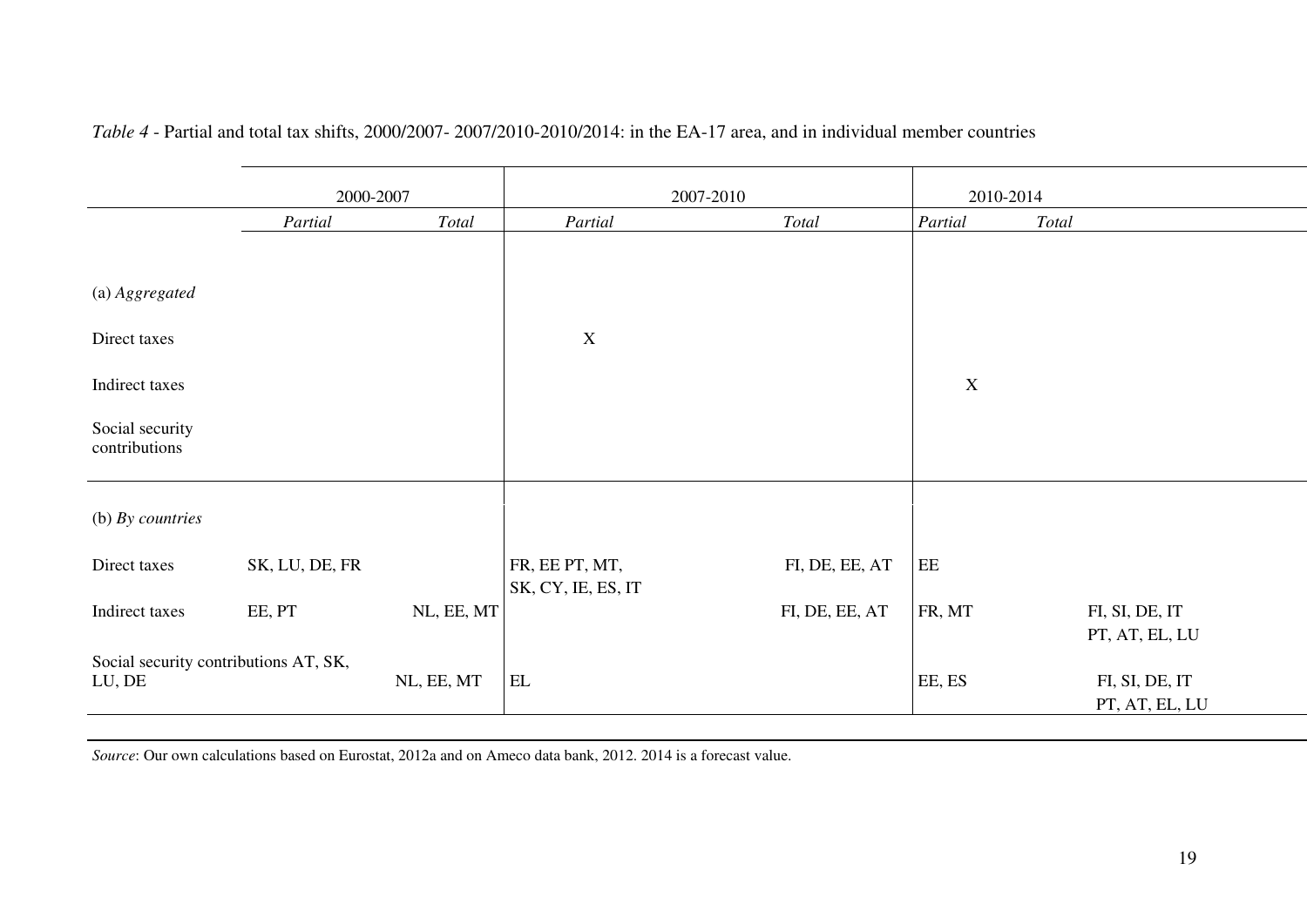*Table 4* - Partial and total tax shifts, 2000/2007- 2007/2010-2010/2014: in the EA-17 area, and in individual member countries

| | 2000-2007 | | 2007-2010 | | 2010-2014 | |
|---|---|---|---|---|---|---|
| | *Partial* | *Total* | *Partial* | *Total* | *Partial* | *Total* |
| (a) *Aggregated* | | | | | | |
| Direct taxes | | | X | | | |
| Indirect taxes | | | | | X | |
| Social security contributions | | | | | | |
| (b) *By countries* | | | | | | |
| Direct taxes | SK, LU, DE, FR | | FR, EE PT, MT, SK, CY, IE, ES, IT | FI, DE, EE, AT | EE | |
| Indirect taxes | EE, PT | NL, EE, MT | | FI, DE, EE, AT | FR, MT | FI, SI, DE, IT PT, AT, EL, LU |
| Social security contributions | AT, SK, LU, DE | NL, EE, MT | EL | | EE, ES | FI, SI, DE, IT PT, AT, EL, LU |

*Source*: Our own calculations based on Eurostat, 2012a and on Ameco data bank, 2012. 2014 is a forecast value.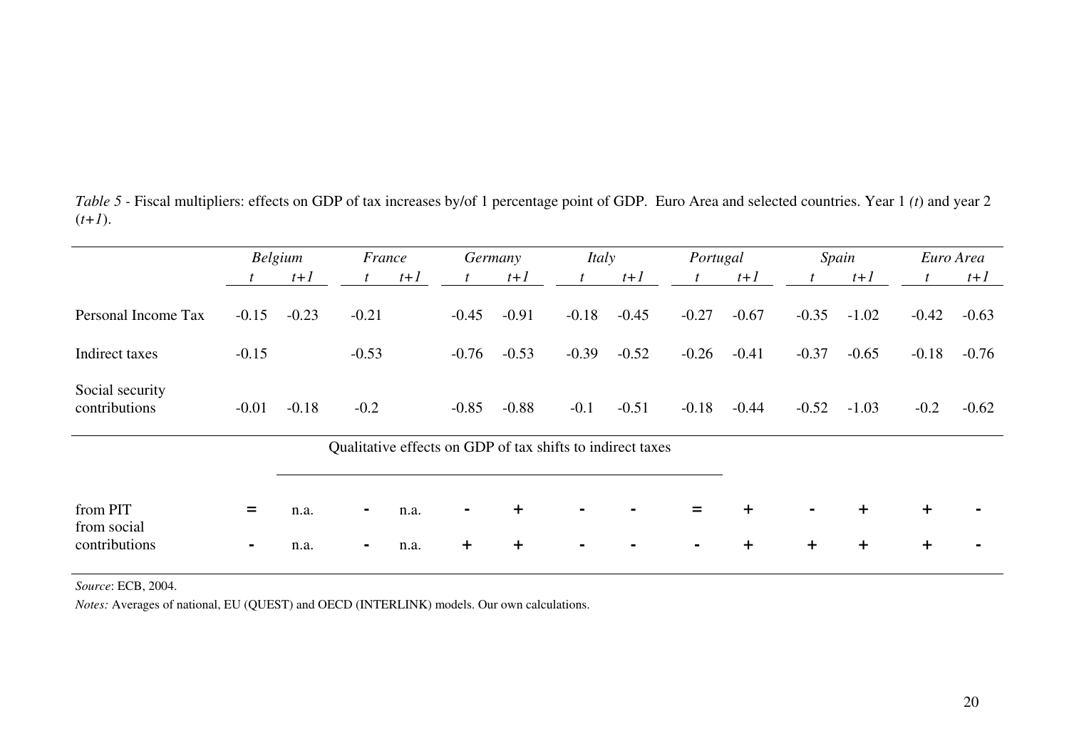*Table 5* - Fiscal multipliers: effects on GDP of tax increases by/of 1 percentage point of GDP. Euro Area and selected countries. Year 1 *(t)* and year 2 (*t+1*).

| | *Belgium* | | *France* | | *Germany* | | *Italy* | | *Portugal* | | *Spain* | | *Euro Area* | |
|---|---|---|---|---|---|---|---|---|---|---|---|---|---|---|
| | *t* | *t+1* | *t* | *t+1* | *t* | *t+1* | *t* | *t+1* | *t* | *t+1* | *t* | *t+1* | *t* | *t+1* |
| Personal Income Tax | -0.15 | -0.23 | -0.21 | | -0.45 | -0.91 | -0.18 | -0.45 | -0.27 | -0.67 | -0.35 | -1.02 | -0.42 | -0.63 |
| Indirect taxes | -0.15 | | -0.53 | | -0.76 | -0.53 | -0.39 | -0.52 | -0.26 | -0.41 | -0.37 | -0.65 | -0.18 | -0.76 |
| Social security contributions | -0.01 | -0.18 | -0.2 | | -0.85 | -0.88 | -0.1 | -0.51 | -0.18 | -0.44 | -0.52 | -1.03 | -0.2 | -0.62 |
| **Qualitative effects on GDP of tax shifts to indirect taxes** | | | | | | | | | | | | | | |
| from PIT | = | n.a. | - | n.a. | - | + | - | - | = | + | - | + | + | - |
| from social contributions | - | n.a. | - | n.a. | + | + | - | - | - | + | + | + | + | - |

*Source*: ECB, 2004.

*Notes:* Averages of national, EU (QUEST) and OECD (INTERLINK) models. Our own calculations.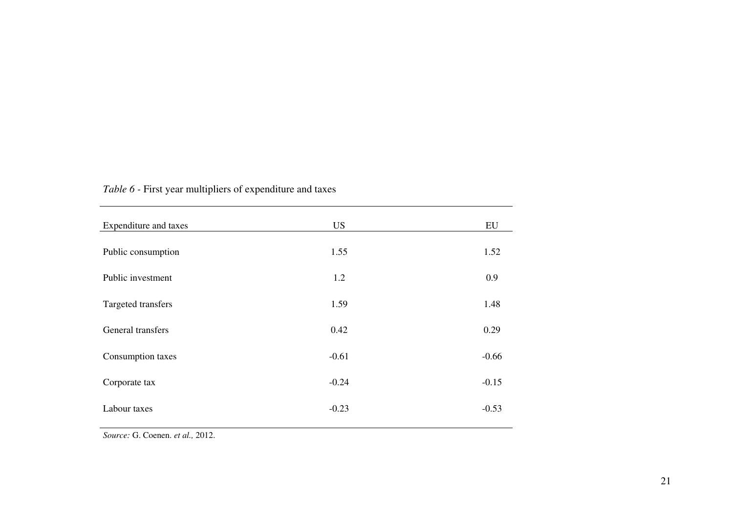*Table 6* - First year multipliers of expenditure and taxes

| Expenditure and taxes | US | EU |
|---|---|---|
| Public consumption | 1.55 | 1.52 |
| Public investment | 1.2 | 0.9 |
| Targeted transfers | 1.59 | 1.48 |
| General transfers | 0.42 | 0.29 |
| Consumption taxes | -0.61 | -0.66 |
| Corporate tax | -0.24 | -0.15 |
| Labour taxes | -0.23 | -0.53 |

*Source:* G. Coenen. *et al.,* 2012.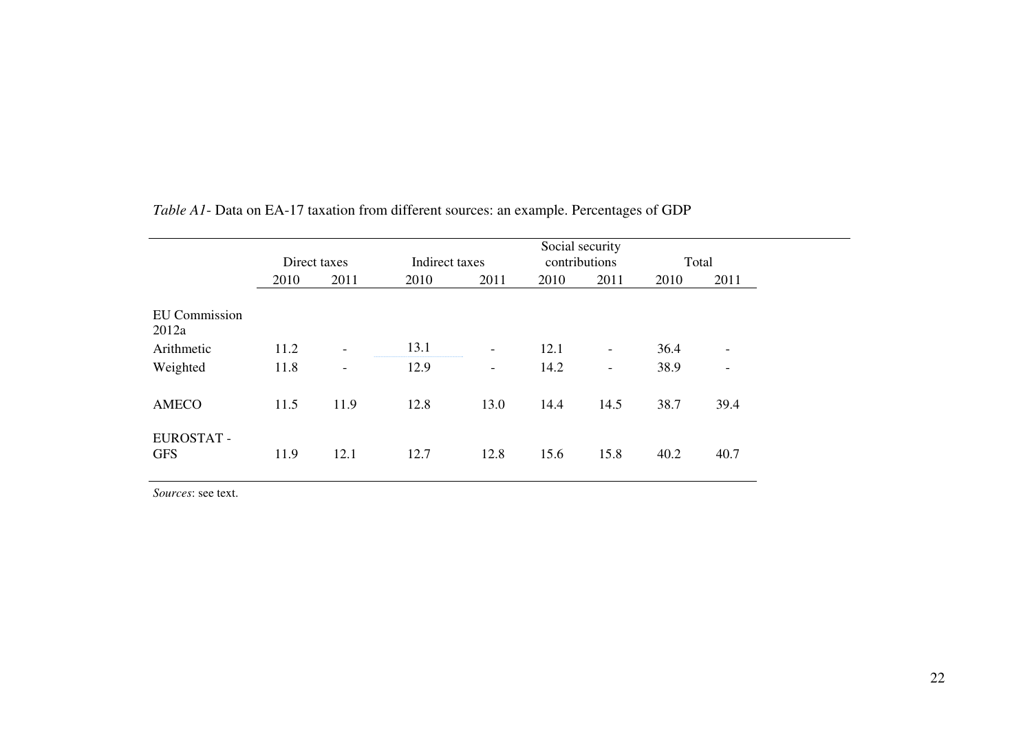*Table A1*- Data on EA-17 taxation from different sources: an example. Percentages of GDP

| | Direct taxes | | Indirect taxes | | Social security contributions | | Total | |
|---|---|---|---|---|---|---|---|---|
| | 2010 | 2011 | 2010 | 2011 | 2010 | 2011 | 2010 | 2011 |
| EU Commission 2012a | | | | | | | | |
| Arithmetic | 11.2 | - | 13.1 | - | 12.1 | - | 36.4 | - |
| Weighted | 11.8 | - | 12.9 | - | 14.2 | - | 38.9 | - |
| AMECO | 11.5 | 11.9 | 12.8 | 13.0 | 14.4 | 14.5 | 38.7 | 39.4 |
| EUROSTAT - GFS | 11.9 | 12.1 | 12.7 | 12.8 | 15.6 | 15.8 | 40.2 | 40.7 |

*Sources*: see text.